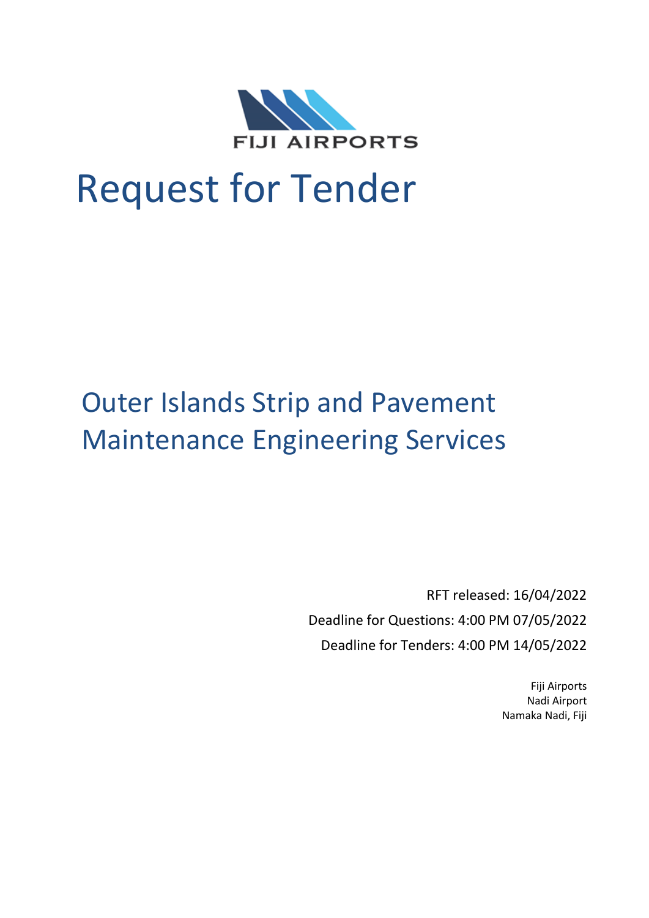FIJI AIRPORTS

# Request for Tender

## Outer Islands Strip and Pavement Maintenance Engineering Services

RFT released: 16/04/2022

Deadline for Questions: 4:00 PM 07/05/2022

Deadline for Tenders: 4:00 PM 14/05/2022

Fiji Airports
Nadi Airport
Namaka Nadi, Fiji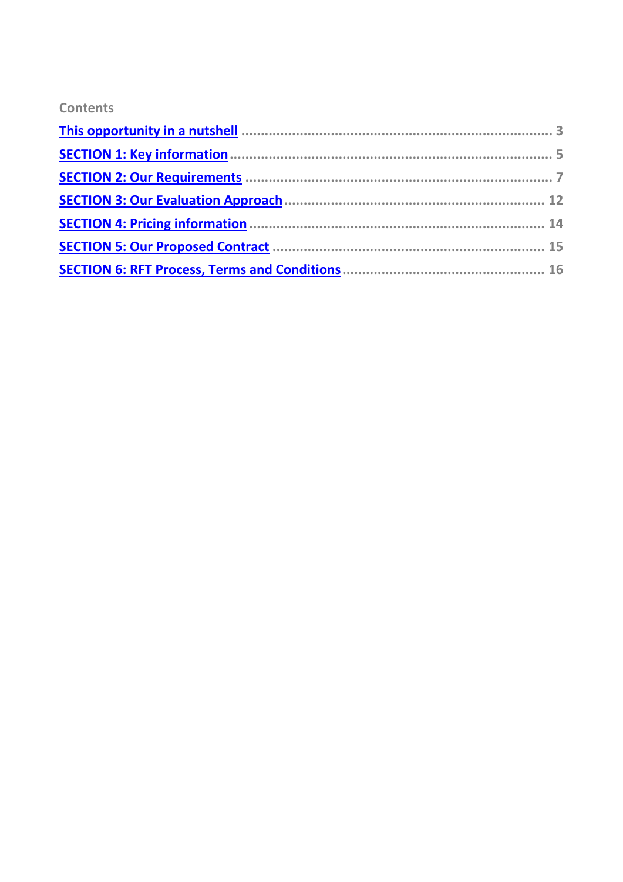Contents

- This opportunity in a nutshell ........................................ 3
- SECTION 1: Key information ........................................ 5
- SECTION 2: Our Requirements ........................................ 7
- SECTION 3: Our Evaluation Approach ........................................ 12
- SECTION 4: Pricing information ........................................ 14
- SECTION 5: Our Proposed Contract ........................................ 15
- SECTION 6: RFT Process, Terms and Conditions ........................................ 16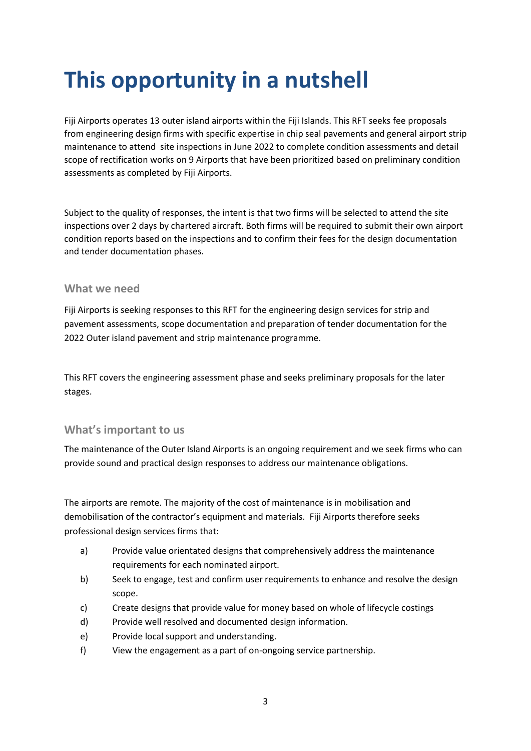# This opportunity in a nutshell

Fiji Airports operates 13 outer island airports within the Fiji Islands. This RFT seeks fee proposals from engineering design firms with specific expertise in chip seal pavements and general airport strip maintenance to attend site inspections in June 2022 to complete condition assessments and detail scope of rectification works on 9 Airports that have been prioritized based on preliminary condition assessments as completed by Fiji Airports.

Subject to the quality of responses, the intent is that two firms will be selected to attend the site inspections over 2 days by chartered aircraft. Both firms will be required to submit their own airport condition reports based on the inspections and to confirm their fees for the design documentation and tender documentation phases.

### What we need

Fiji Airports is seeking responses to this RFT for the engineering design services for strip and pavement assessments, scope documentation and preparation of tender documentation for the 2022 Outer island pavement and strip maintenance programme.

This RFT covers the engineering assessment phase and seeks preliminary proposals for the later stages.

### What's important to us

The maintenance of the Outer Island Airports is an ongoing requirement and we seek firms who can provide sound and practical design responses to address our maintenance obligations.

The airports are remote. The majority of the cost of maintenance is in mobilisation and demobilisation of the contractor's equipment and materials. Fiji Airports therefore seeks professional design services firms that:

a) Provide value orientated designs that comprehensively address the maintenance requirements for each nominated airport.

b) Seek to engage, test and confirm user requirements to enhance and resolve the design scope.

c) Create designs that provide value for money based on whole of lifecycle costings

d) Provide well resolved and documented design information.

e) Provide local support and understanding.

f) View the engagement as a part of on-ongoing service partnership.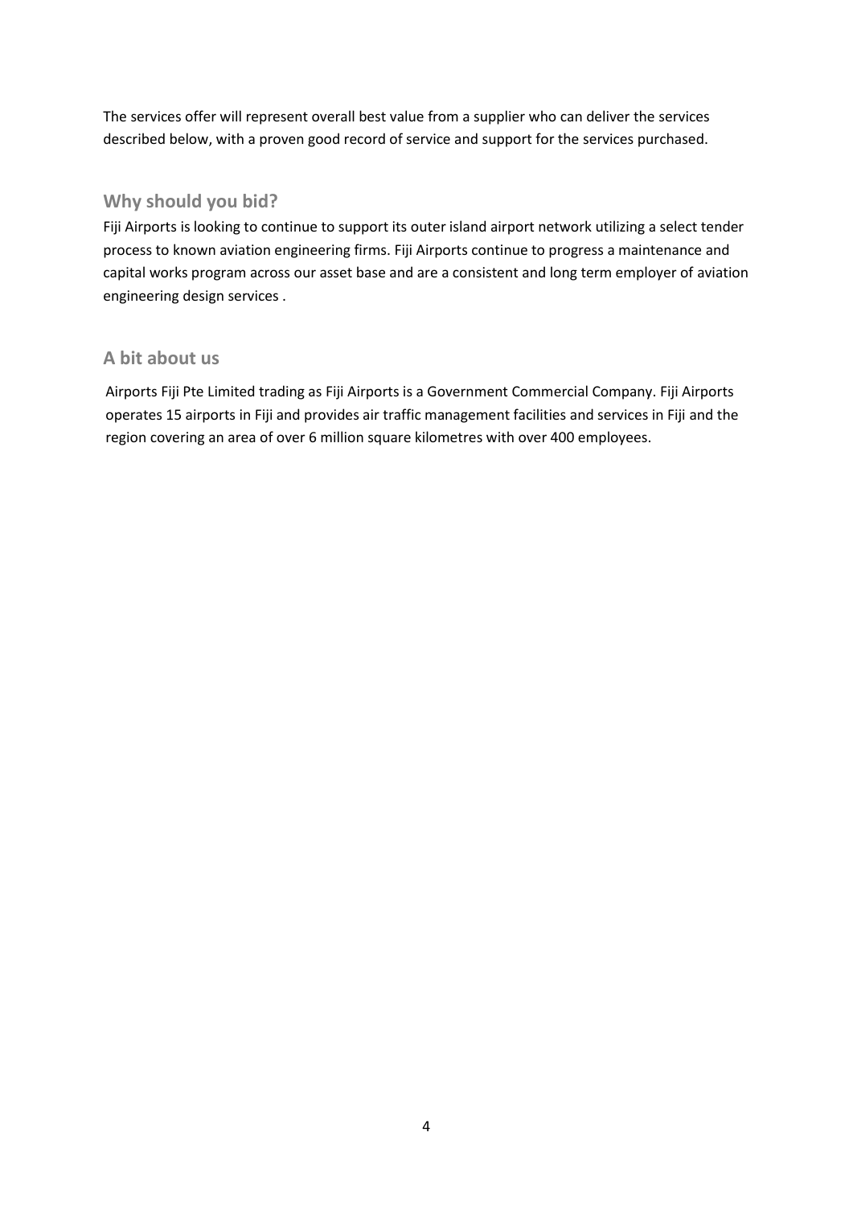The services offer will represent overall best value from a supplier who can deliver the services described below, with a proven good record of service and support for the services purchased.

## Why should you bid?

Fiji Airports is looking to continue to support its outer island airport network utilizing a select tender process to known aviation engineering firms. Fiji Airports continue to progress a maintenance and capital works program across our asset base and are a consistent and long term employer of aviation engineering design services .

## A bit about us

Airports Fiji Pte Limited trading as Fiji Airports is a Government Commercial Company. Fiji Airports operates 15 airports in Fiji and provides air traffic management facilities and services in Fiji and the region covering an area of over 6 million square kilometres with over 400 employees.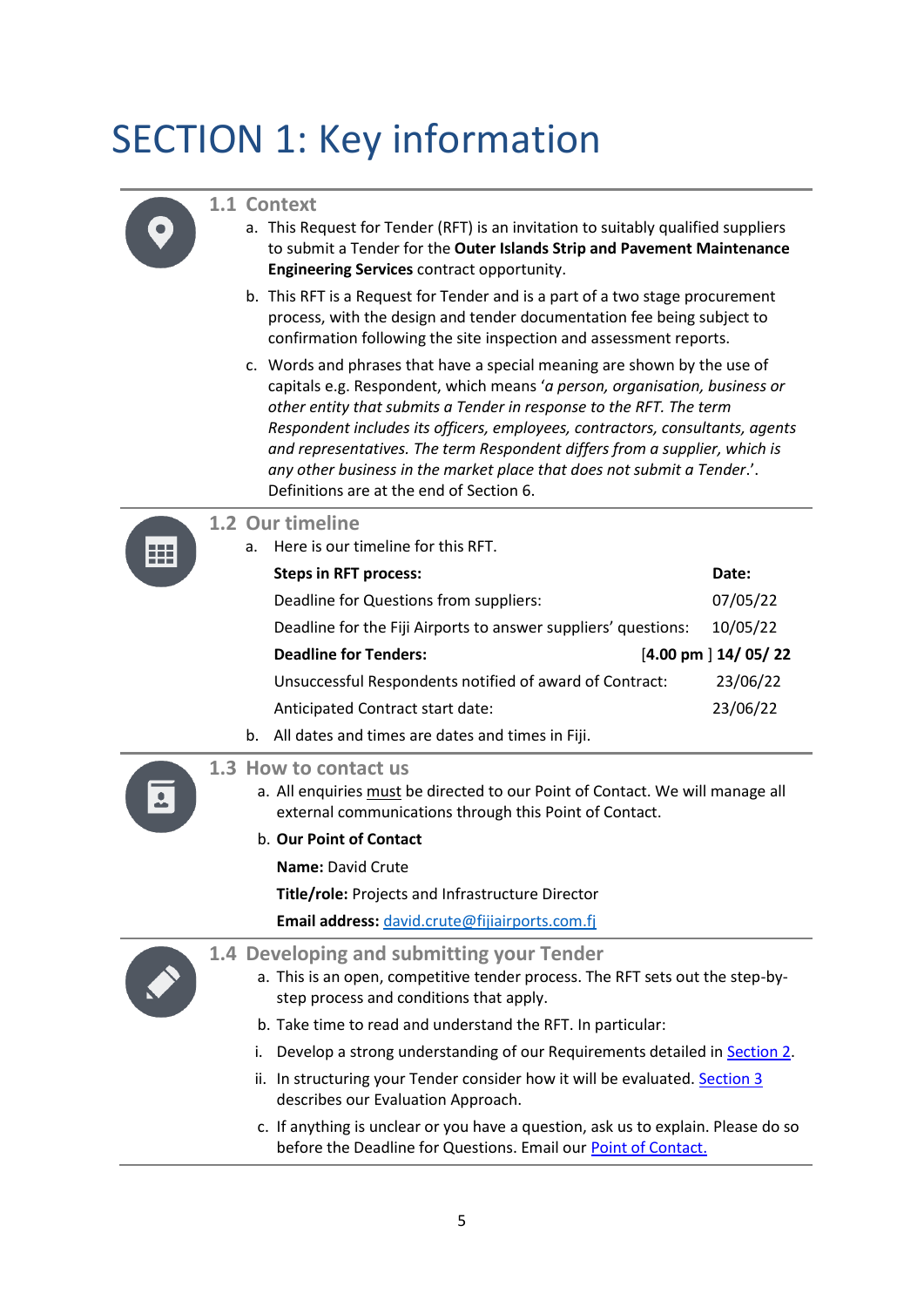# SECTION 1: Key information

## 1.1 Context

a. This Request for Tender (RFT) is an invitation to suitably qualified suppliers to submit a Tender for the **Outer Islands Strip and Pavement Maintenance Engineering Services** contract opportunity.

b. This RFT is a Request for Tender and is a part of a two stage procurement process, with the design and tender documentation fee being subject to confirmation following the site inspection and assessment reports.

c. Words and phrases that have a special meaning are shown by the use of capitals e.g. Respondent, which means '*a person, organisation, business or other entity that submits a Tender in response to the RFT. The term Respondent includes its officers, employees, contractors, consultants, agents and representatives. The term Respondent differs from a supplier, which is any other business in the market place that does not submit a Tender*.'. Definitions are at the end of Section 6.

## 1.2 Our timeline

a. Here is our timeline for this RFT.

| Steps in RFT process: | Date: |
|---|---|
| Deadline for Questions from suppliers: | 07/05/22 |
| Deadline for the Fiji Airports to answer suppliers' questions: | 10/05/22 |
| **Deadline for Tenders:** | [**4.00 pm** ] **14/ 05/ 22** |
| Unsuccessful Respondents notified of award of Contract: | 23/06/22 |
| Anticipated Contract start date: | 23/06/22 |

b. All dates and times are dates and times in Fiji.

## 1.3 How to contact us

a. All enquiries must be directed to our Point of Contact. We will manage all external communications through this Point of Contact.

b. **Our Point of Contact**

**Name:** David Crute

**Title/role:** Projects and Infrastructure Director

**Email address:** david.crute@fijiairports.com.fj

## 1.4 Developing and submitting your Tender

a. This is an open, competitive tender process. The RFT sets out the step-by-step process and conditions that apply.

b. Take time to read and understand the RFT. In particular:

i. Develop a strong understanding of our Requirements detailed in Section 2.

ii. In structuring your Tender consider how it will be evaluated. Section 3 describes our Evaluation Approach.

c. If anything is unclear or you have a question, ask us to explain. Please do so before the Deadline for Questions. Email our Point of Contact.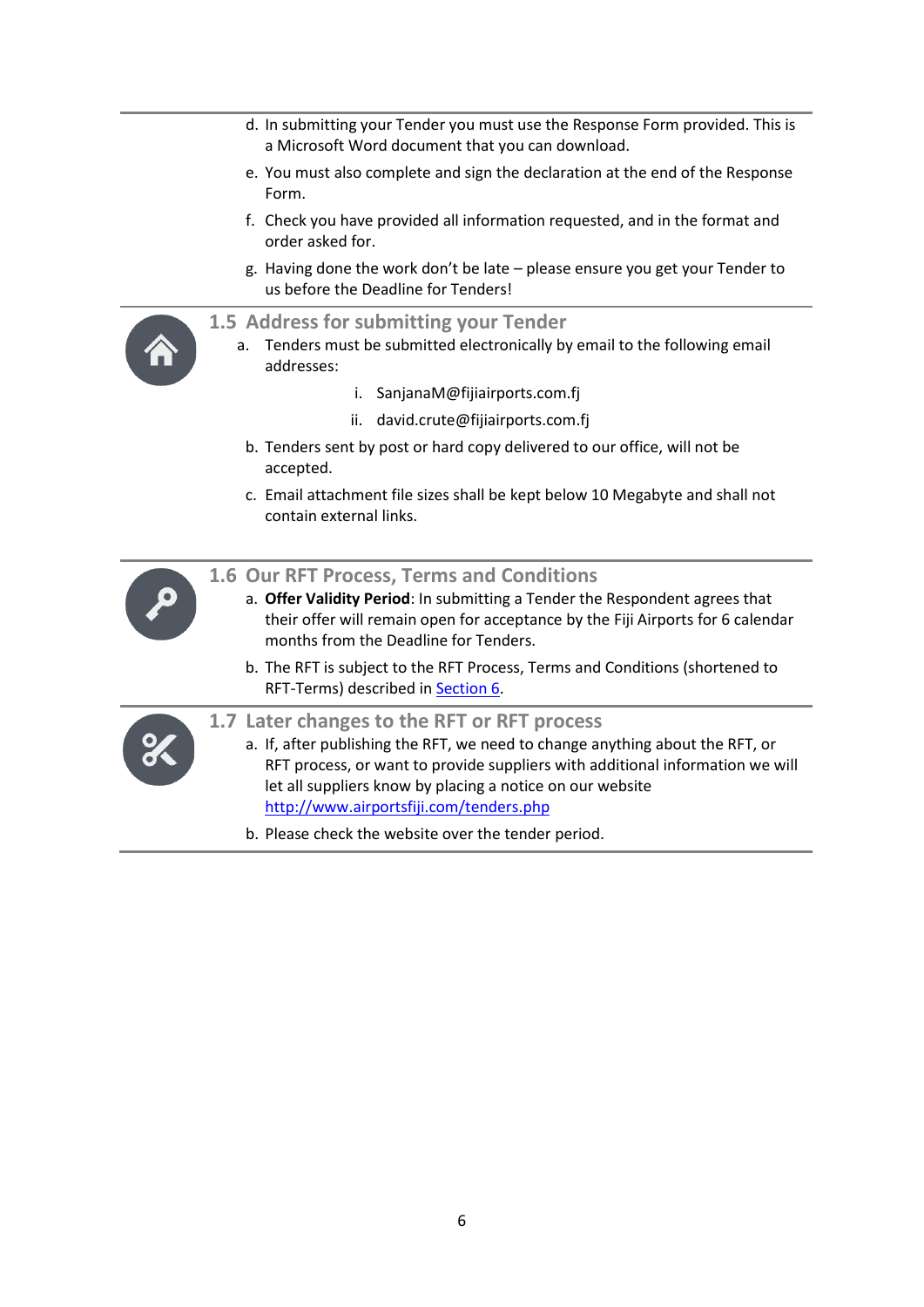d. In submitting your Tender you must use the Response Form provided. This is a Microsoft Word document that you can download.

e. You must also complete and sign the declaration at the end of the Response Form.

f. Check you have provided all information requested, and in the format and order asked for.

g. Having done the work don't be late – please ensure you get your Tender to us before the Deadline for Tenders!

## 1.5 Address for submitting your Tender

a. Tenders must be submitted electronically by email to the following email addresses:

   i. SanjanaM@fijiairports.com.fj

   ii. david.crute@fijiairports.com.fj

b. Tenders sent by post or hard copy delivered to our office, will not be accepted.

c. Email attachment file sizes shall be kept below 10 Megabyte and shall not contain external links.

## 1.6 Our RFT Process, Terms and Conditions

a. **Offer Validity Period**: In submitting a Tender the Respondent agrees that their offer will remain open for acceptance by the Fiji Airports for 6 calendar months from the Deadline for Tenders.

b. The RFT is subject to the RFT Process, Terms and Conditions (shortened to RFT-Terms) described in Section 6.

## 1.7 Later changes to the RFT or RFT process

a. If, after publishing the RFT, we need to change anything about the RFT, or RFT process, or want to provide suppliers with additional information we will let all suppliers know by placing a notice on our website http://www.airportsfiji.com/tenders.php

b. Please check the website over the tender period.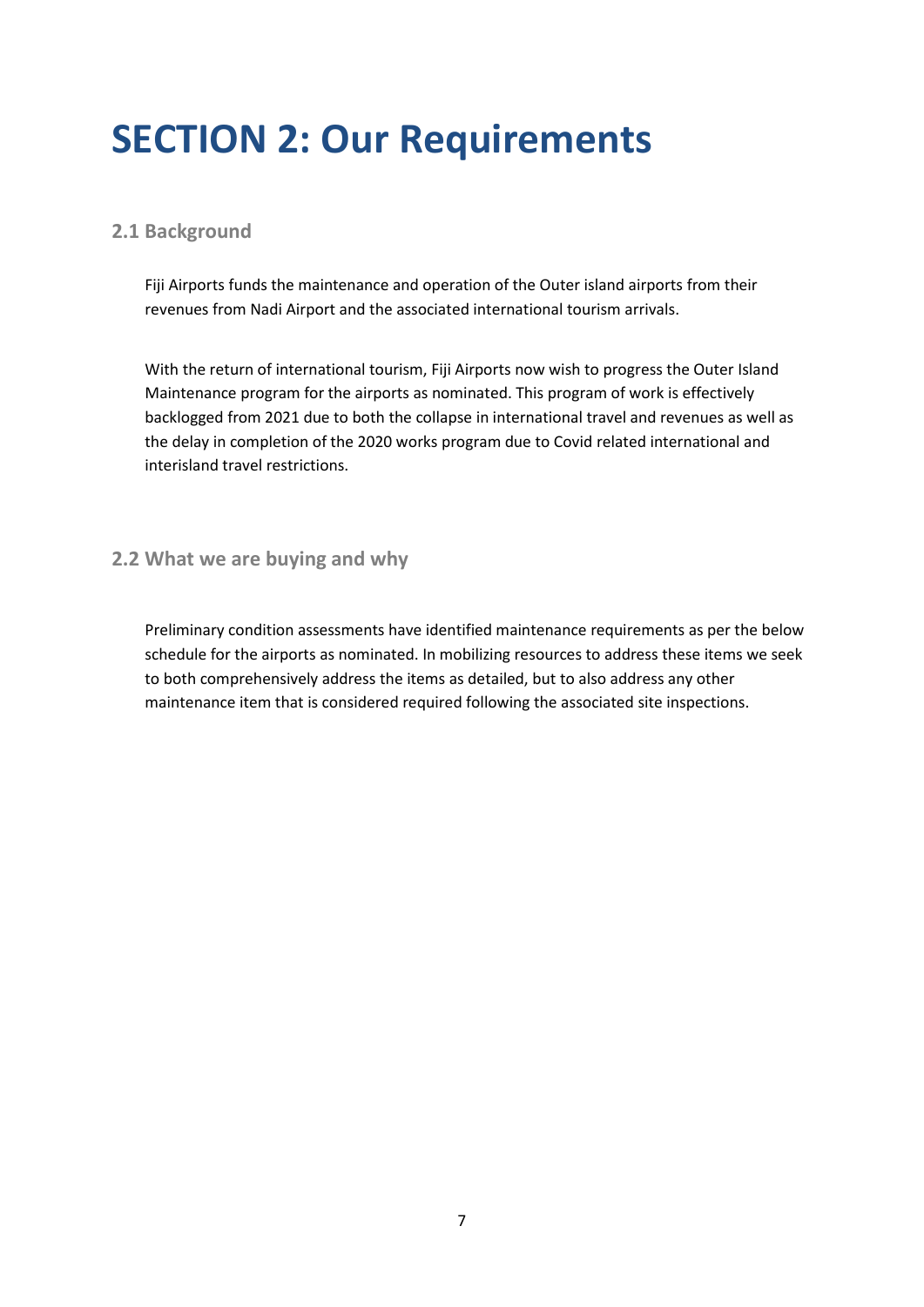# SECTION 2: Our Requirements

## 2.1 Background

Fiji Airports funds the maintenance and operation of the Outer island airports from their revenues from Nadi Airport and the associated international tourism arrivals.

With the return of international tourism, Fiji Airports now wish to progress the Outer Island Maintenance program for the airports as nominated. This program of work is effectively backlogged from 2021 due to both the collapse in international travel and revenues as well as the delay in completion of the 2020 works program due to Covid related international and interisland travel restrictions.

## 2.2 What we are buying and why

Preliminary condition assessments have identified maintenance requirements as per the below schedule for the airports as nominated. In mobilizing resources to address these items we seek to both comprehensively address the items as detailed, but to also address any other maintenance item that is considered required following the associated site inspections.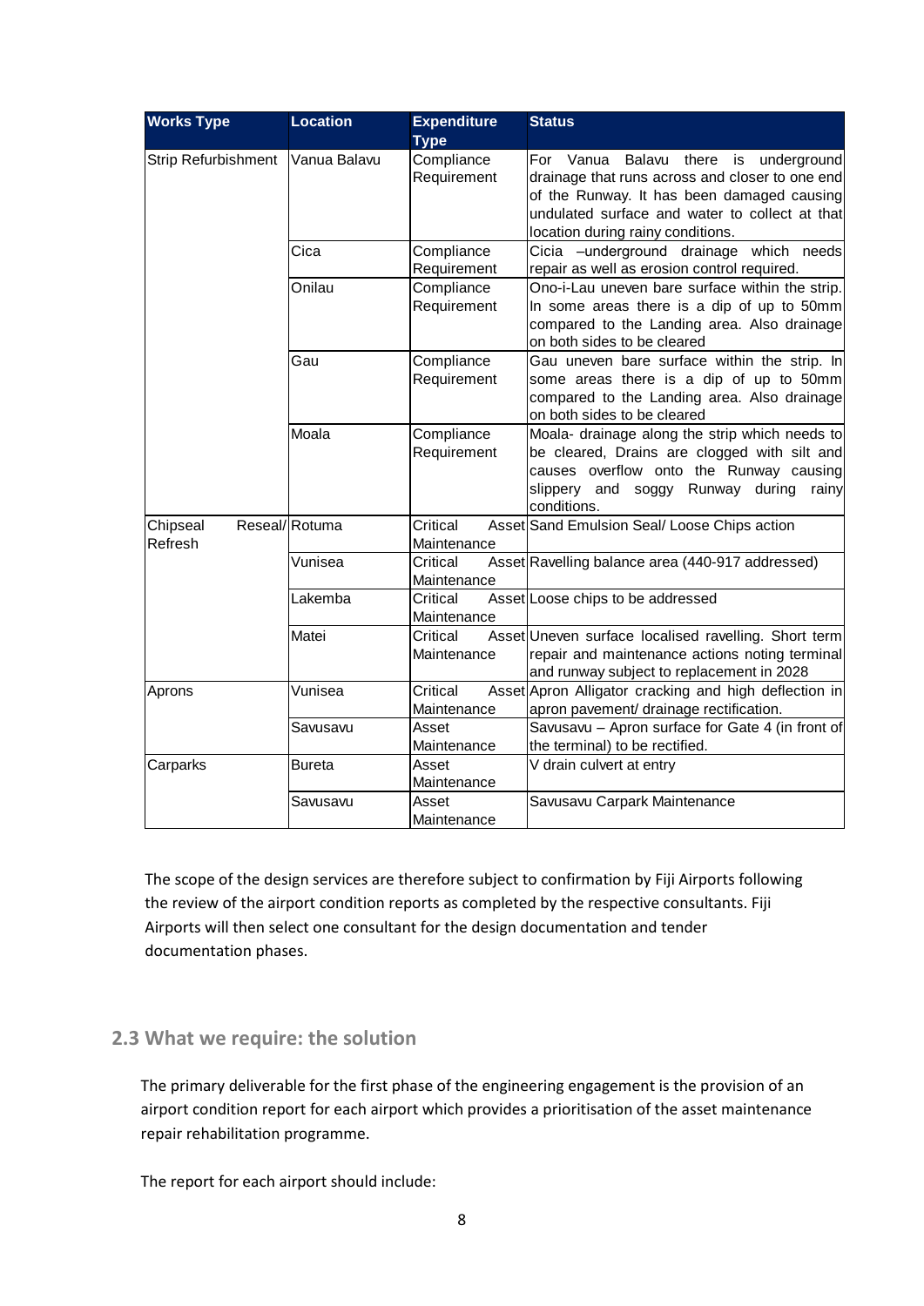| Works Type | Location | Expenditure Type | Status |
|---|---|---|---|
| Strip Refurbishment | Vanua Balavu | Compliance Requirement | For Vanua Balavu there is underground drainage that runs across and closer to one end of the Runway. It has been damaged causing undulated surface and water to collect at that location during rainy conditions. |
| | Cica | Compliance Requirement | Cicia –underground drainage which needs repair as well as erosion control required. |
| | Onilau | Compliance Requirement | Ono-i-Lau uneven bare surface within the strip. In some areas there is a dip of up to 50mm compared to the Landing area. Also drainage on both sides to be cleared |
| | Gau | Compliance Requirement | Gau uneven bare surface within the strip. In some areas there is a dip of up to 50mm compared to the Landing area. Also drainage on both sides to be cleared |
| | Moala | Compliance Requirement | Moala- drainage along the strip which needs to be cleared, Drains are clogged with silt and causes overflow onto the Runway causing slippery and soggy Runway during rainy conditions. |
| Chipseal Reseal/ Refresh | Rotuma | Critical Asset Maintenance | Sand Emulsion Seal/ Loose Chips action |
| | Vunisea | Critical Asset Maintenance | Ravelling balance area (440-917 addressed) |
| | Lakemba | Critical Asset Maintenance | Loose chips to be addressed |
| | Matei | Critical Asset Maintenance | Uneven surface localised ravelling. Short term repair and maintenance actions noting terminal and runway subject to replacement in 2028 |
| Aprons | Vunisea | Critical Asset Maintenance | Apron Alligator cracking and high deflection in apron pavement/ drainage rectification. |
| | Savusavu | Asset Maintenance | Savusavu – Apron surface for Gate 4 (in front of the terminal) to be rectified. |
| Carparks | Bureta | Asset Maintenance | V drain culvert at entry |
| | Savusavu | Asset Maintenance | Savusavu Carpark Maintenance |

The scope of the design services are therefore subject to confirmation by Fiji Airports following the review of the airport condition reports as completed by the respective consultants. Fiji Airports will then select one consultant for the design documentation and tender documentation phases.

## 2.3 What we require: the solution

The primary deliverable for the first phase of the engineering engagement is the provision of an airport condition report for each airport which provides a prioritisation of the asset maintenance repair rehabilitation programme.

The report for each airport should include: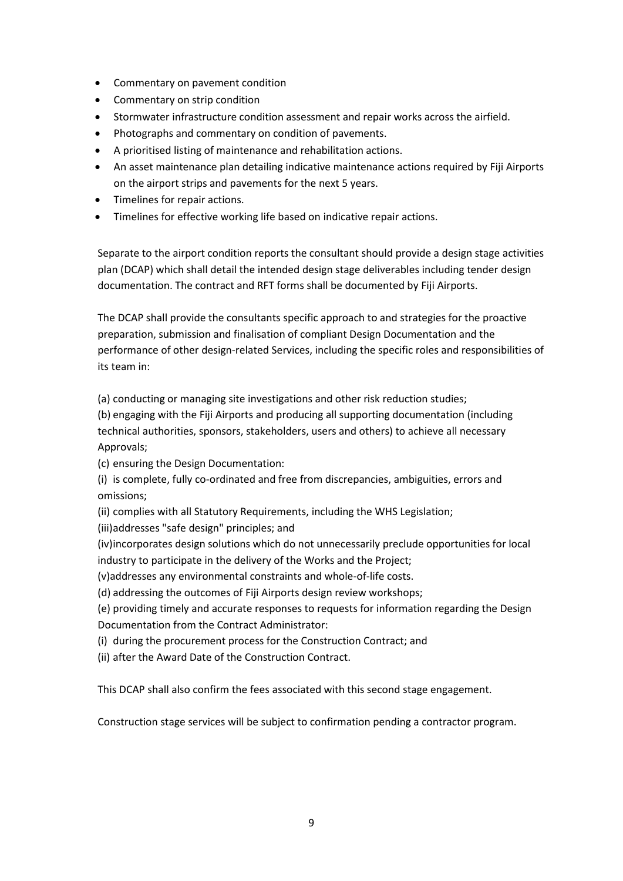- Commentary on pavement condition
- Commentary on strip condition
- Stormwater infrastructure condition assessment and repair works across the airfield.
- Photographs and commentary on condition of pavements.
- A prioritised listing of maintenance and rehabilitation actions.
- An asset maintenance plan detailing indicative maintenance actions required by Fiji Airports on the airport strips and pavements for the next 5 years.
- Timelines for repair actions.
- Timelines for effective working life based on indicative repair actions.

Separate to the airport condition reports the consultant should provide a design stage activities plan (DCAP) which shall detail the intended design stage deliverables including tender design documentation. The contract and RFT forms shall be documented by Fiji Airports.

The DCAP shall provide the consultants specific approach to and strategies for the proactive preparation, submission and finalisation of compliant Design Documentation and the performance of other design-related Services, including the specific roles and responsibilities of its team in:

(a) conducting or managing site investigations and other risk reduction studies;
(b) engaging with the Fiji Airports and producing all supporting documentation (including technical authorities, sponsors, stakeholders, users and others) to achieve all necessary Approvals;
(c) ensuring the Design Documentation:
(i) is complete, fully co-ordinated and free from discrepancies, ambiguities, errors and omissions;
(ii) complies with all Statutory Requirements, including the WHS Legislation;
(iii)addresses "safe design" principles; and
(iv)incorporates design solutions which do not unnecessarily preclude opportunities for local industry to participate in the delivery of the Works and the Project;
(v)addresses any environmental constraints and whole-of-life costs.
(d) addressing the outcomes of Fiji Airports design review workshops;
(e) providing timely and accurate responses to requests for information regarding the Design Documentation from the Contract Administrator:
(i) during the procurement process for the Construction Contract; and
(ii) after the Award Date of the Construction Contract.

This DCAP shall also confirm the fees associated with this second stage engagement.

Construction stage services will be subject to confirmation pending a contractor program.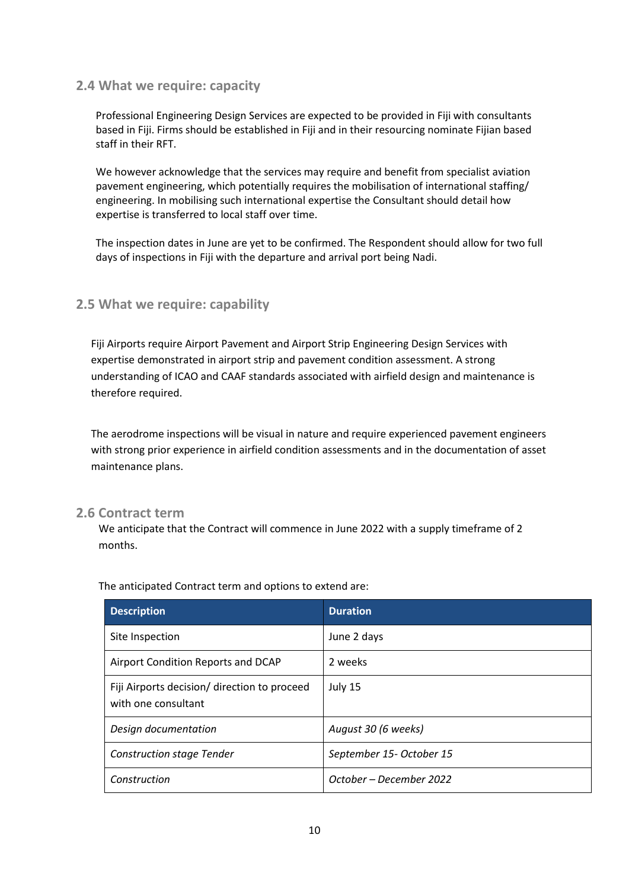## 2.4 What we require: capacity

Professional Engineering Design Services are expected to be provided in Fiji with consultants based in Fiji. Firms should be established in Fiji and in their resourcing nominate Fijian based staff in their RFT.

We however acknowledge that the services may require and benefit from specialist aviation pavement engineering, which potentially requires the mobilisation of international staffing/ engineering. In mobilising such international expertise the Consultant should detail how expertise is transferred to local staff over time.

The inspection dates in June are yet to be confirmed. The Respondent should allow for two full days of inspections in Fiji with the departure and arrival port being Nadi.

## 2.5 What we require: capability

Fiji Airports require Airport Pavement and Airport Strip Engineering Design Services with expertise demonstrated in airport strip and pavement condition assessment. A strong understanding of ICAO and CAAF standards associated with airfield design and maintenance is therefore required.

The aerodrome inspections will be visual in nature and require experienced pavement engineers with strong prior experience in airfield condition assessments and in the documentation of asset maintenance plans.

## 2.6 Contract term

We anticipate that the Contract will commence in June 2022 with a supply timeframe of 2 months.

The anticipated Contract term and options to extend are:

| Description | Duration |
|---|---|
| Site Inspection | June 2 days |
| Airport Condition Reports and DCAP | 2 weeks |
| Fiji Airports decision/ direction to proceed with one consultant | July 15 |
| *Design documentation* | *August 30 (6 weeks)* |
| *Construction stage Tender* | *September 15- October 15* |
| *Construction* | *October – December 2022* |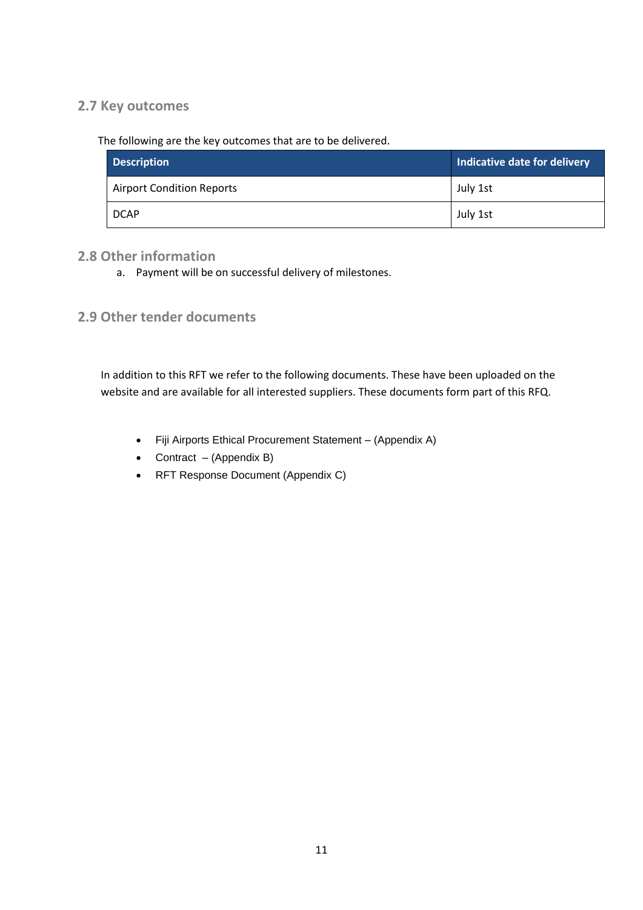## 2.7 Key outcomes

The following are the key outcomes that are to be delivered.

| Description | Indicative date for delivery |
|---|---|
| Airport Condition Reports | July 1st |
| DCAP | July 1st |

## 2.8 Other information

a. Payment will be on successful delivery of milestones.

## 2.9 Other tender documents

In addition to this RFT we refer to the following documents. These have been uploaded on the website and are available for all interested suppliers. These documents form part of this RFQ.

- Fiji Airports Ethical Procurement Statement – (Appendix A)
- Contract – (Appendix B)
- RFT Response Document (Appendix C)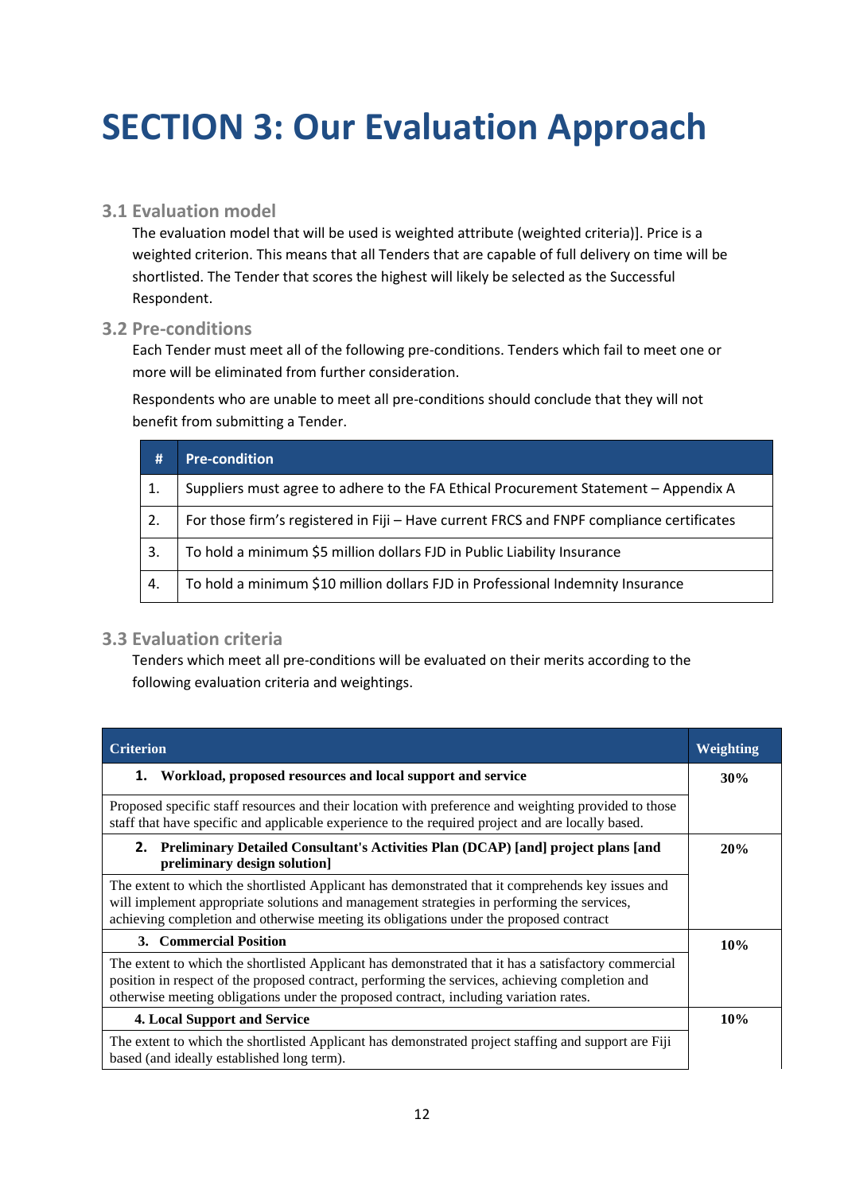# SECTION 3: Our Evaluation Approach

## 3.1 Evaluation model

The evaluation model that will be used is weighted attribute (weighted criteria)]. Price is a weighted criterion. This means that all Tenders that are capable of full delivery on time will be shortlisted. The Tender that scores the highest will likely be selected as the Successful Respondent.

## 3.2 Pre-conditions

Each Tender must meet all of the following pre-conditions. Tenders which fail to meet one or more will be eliminated from further consideration.

Respondents who are unable to meet all pre-conditions should conclude that they will not benefit from submitting a Tender.

| # | Pre-condition |
|---|---|
| 1. | Suppliers must agree to adhere to the FA Ethical Procurement Statement – Appendix A |
| 2. | For those firm's registered in Fiji – Have current FRCS and FNPF compliance certificates |
| 3. | To hold a minimum $5 million dollars FJD in Public Liability Insurance |
| 4. | To hold a minimum $10 million dollars FJD in Professional Indemnity Insurance |

## 3.3 Evaluation criteria

Tenders which meet all pre-conditions will be evaluated on their merits according to the following evaluation criteria and weightings.

| Criterion | Weighting |
|---|---|
| **1. Workload, proposed resources and local support and service** | **30%** |
| Proposed specific staff resources and their location with preference and weighting provided to those staff that have specific and applicable experience to the required project and are locally based. | |
| **2. Preliminary Detailed Consultant's Activities Plan (DCAP) [and] project plans [and preliminary design solution]** | **20%** |
| The extent to which the shortlisted Applicant has demonstrated that it comprehends key issues and will implement appropriate solutions and management strategies in performing the services, achieving completion and otherwise meeting its obligations under the proposed contract | |
| **3. Commercial Position** | **10%** |
| The extent to which the shortlisted Applicant has demonstrated that it has a satisfactory commercial position in respect of the proposed contract, performing the services, achieving completion and otherwise meeting obligations under the proposed contract, including variation rates. | |
| **4. Local Support and Service** | **10%** |
| The extent to which the shortlisted Applicant has demonstrated project staffing and support are Fiji based (and ideally established long term). | |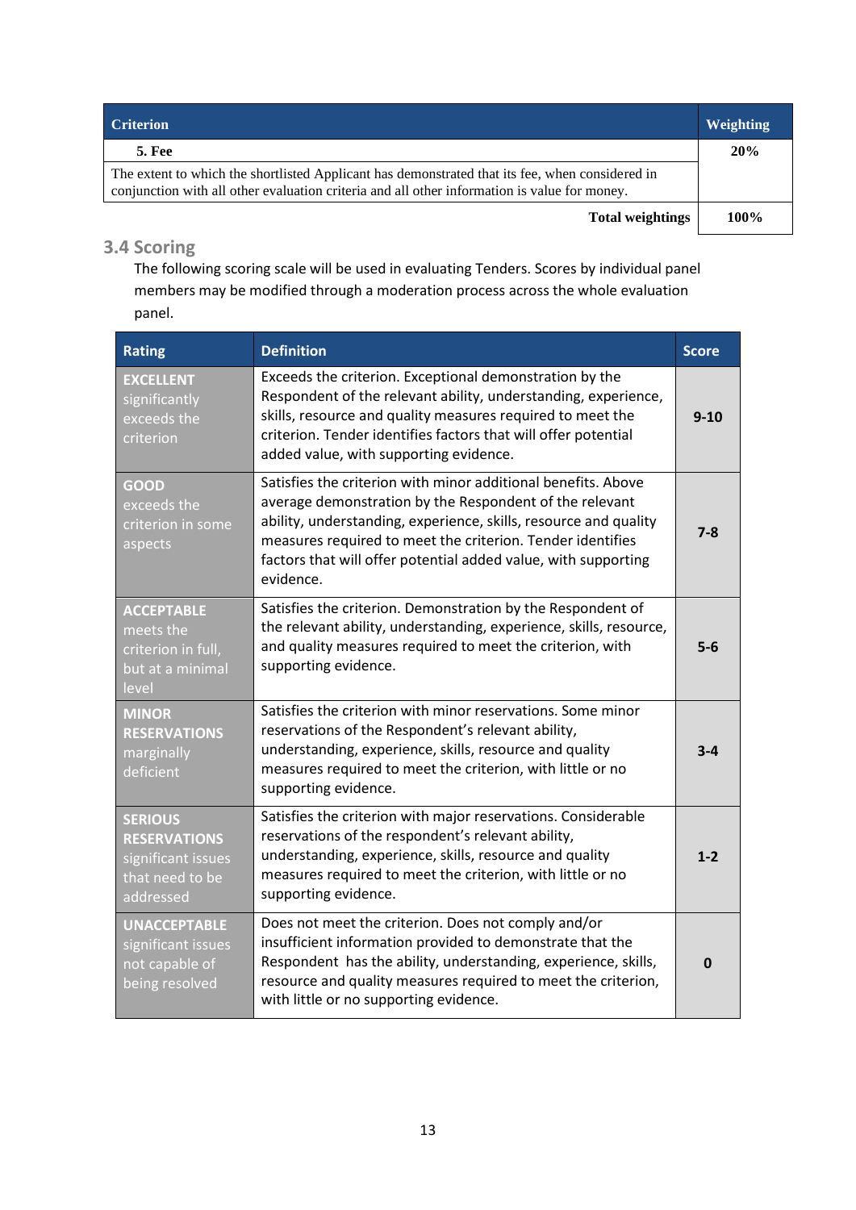| Criterion | Weighting |
|---|---|
| **5. Fee** | **20%** |
| The extent to which the shortlisted Applicant has demonstrated that its fee, when considered in conjunction with all other evaluation criteria and all other information is value for money. | |
| **Total weightings** | **100%** |

### 3.4 Scoring

The following scoring scale will be used in evaluating Tenders. Scores by individual panel members may be modified through a moderation process across the whole evaluation panel.

| Rating | Definition | Score |
|---|---|---|
| **EXCELLENT** significantly exceeds the criterion | Exceeds the criterion. Exceptional demonstration by the Respondent of the relevant ability, understanding, experience, skills, resource and quality measures required to meet the criterion. Tender identifies factors that will offer potential added value, with supporting evidence. | **9-10** |
| **GOOD** exceeds the criterion in some aspects | Satisfies the criterion with minor additional benefits. Above average demonstration by the Respondent of the relevant ability, understanding, experience, skills, resource and quality measures required to meet the criterion. Tender identifies factors that will offer potential added value, with supporting evidence. | **7-8** |
| **ACCEPTABLE** meets the criterion in full, but at a minimal level | Satisfies the criterion. Demonstration by the Respondent of the relevant ability, understanding, experience, skills, resource, and quality measures required to meet the criterion, with supporting evidence. | **5-6** |
| **MINOR RESERVATIONS** marginally deficient | Satisfies the criterion with minor reservations. Some minor reservations of the Respondent's relevant ability, understanding, experience, skills, resource and quality measures required to meet the criterion, with little or no supporting evidence. | **3-4** |
| **SERIOUS RESERVATIONS** significant issues that need to be addressed | Satisfies the criterion with major reservations. Considerable reservations of the respondent's relevant ability, understanding, experience, skills, resource and quality measures required to meet the criterion, with little or no supporting evidence. | **1-2** |
| **UNACCEPTABLE** significant issues not capable of being resolved | Does not meet the criterion. Does not comply and/or insufficient information provided to demonstrate that the Respondent has the ability, understanding, experience, skills, resource and quality measures required to meet the criterion, with little or no supporting evidence. | **0** |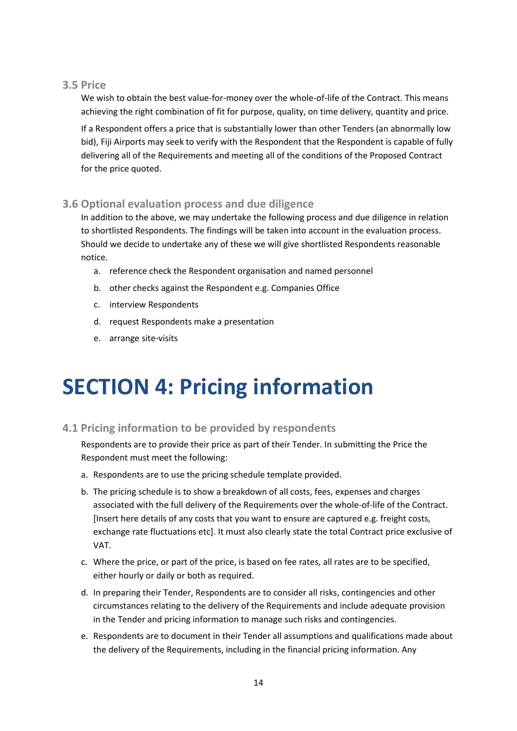### 3.5 Price

We wish to obtain the best value-for-money over the whole-of-life of the Contract. This means achieving the right combination of fit for purpose, quality, on time delivery, quantity and price.

If a Respondent offers a price that is substantially lower than other Tenders (an abnormally low bid), Fiji Airports may seek to verify with the Respondent that the Respondent is capable of fully delivering all of the Requirements and meeting all of the conditions of the Proposed Contract for the price quoted.

### 3.6 Optional evaluation process and due diligence

In addition to the above, we may undertake the following process and due diligence in relation to shortlisted Respondents. The findings will be taken into account in the evaluation process. Should we decide to undertake any of these we will give shortlisted Respondents reasonable notice.

a. reference check the Respondent organisation and named personnel
b. other checks against the Respondent e.g. Companies Office
c. interview Respondents
d. request Respondents make a presentation
e. arrange site-visits

# SECTION 4: Pricing information

### 4.1 Pricing information to be provided by respondents

Respondents are to provide their price as part of their Tender. In submitting the Price the Respondent must meet the following:

a. Respondents are to use the pricing schedule template provided.
b. The pricing schedule is to show a breakdown of all costs, fees, expenses and charges associated with the full delivery of the Requirements over the whole-of-life of the Contract. [Insert here details of any costs that you want to ensure are captured e.g. freight costs, exchange rate fluctuations etc]. It must also clearly state the total Contract price exclusive of VAT.
c. Where the price, or part of the price, is based on fee rates, all rates are to be specified, either hourly or daily or both as required.
d. In preparing their Tender, Respondents are to consider all risks, contingencies and other circumstances relating to the delivery of the Requirements and include adequate provision in the Tender and pricing information to manage such risks and contingencies.
e. Respondents are to document in their Tender all assumptions and qualifications made about the delivery of the Requirements, including in the financial pricing information. Any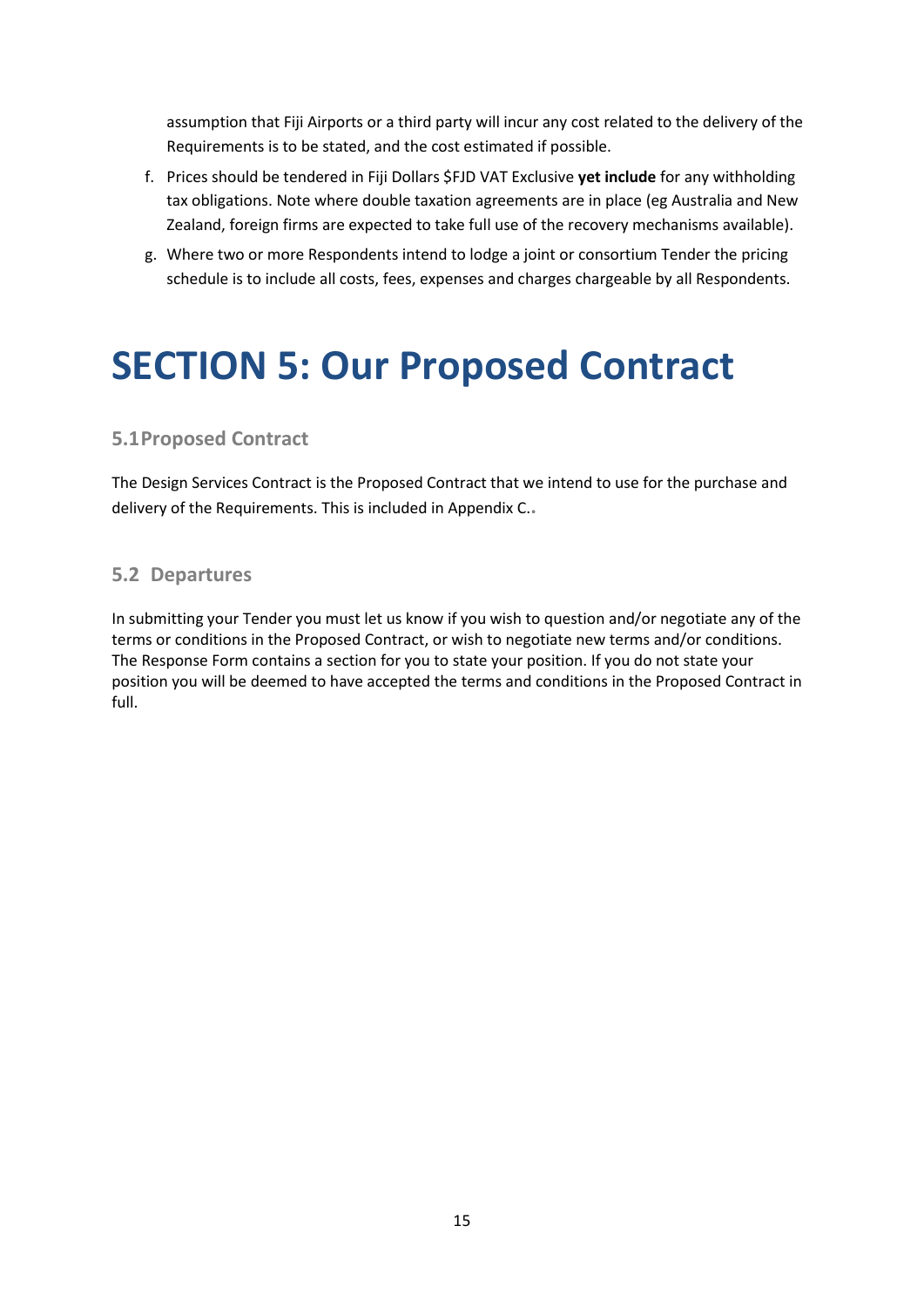assumption that Fiji Airports or a third party will incur any cost related to the delivery of the Requirements is to be stated, and the cost estimated if possible.

f. Prices should be tendered in Fiji Dollars $FJD VAT Exclusive **yet include** for any withholding tax obligations. Note where double taxation agreements are in place (eg Australia and New Zealand, foreign firms are expected to take full use of the recovery mechanisms available).

g. Where two or more Respondents intend to lodge a joint or consortium Tender the pricing schedule is to include all costs, fees, expenses and charges chargeable by all Respondents.

# SECTION 5: Our Proposed Contract

## 5.1 Proposed Contract

The Design Services Contract is the Proposed Contract that we intend to use for the purchase and delivery of the Requirements. This is included in Appendix C..

## 5.2 Departures

In submitting your Tender you must let us know if you wish to question and/or negotiate any of the terms or conditions in the Proposed Contract, or wish to negotiate new terms and/or conditions. The Response Form contains a section for you to state your position. If you do not state your position you will be deemed to have accepted the terms and conditions in the Proposed Contract in full.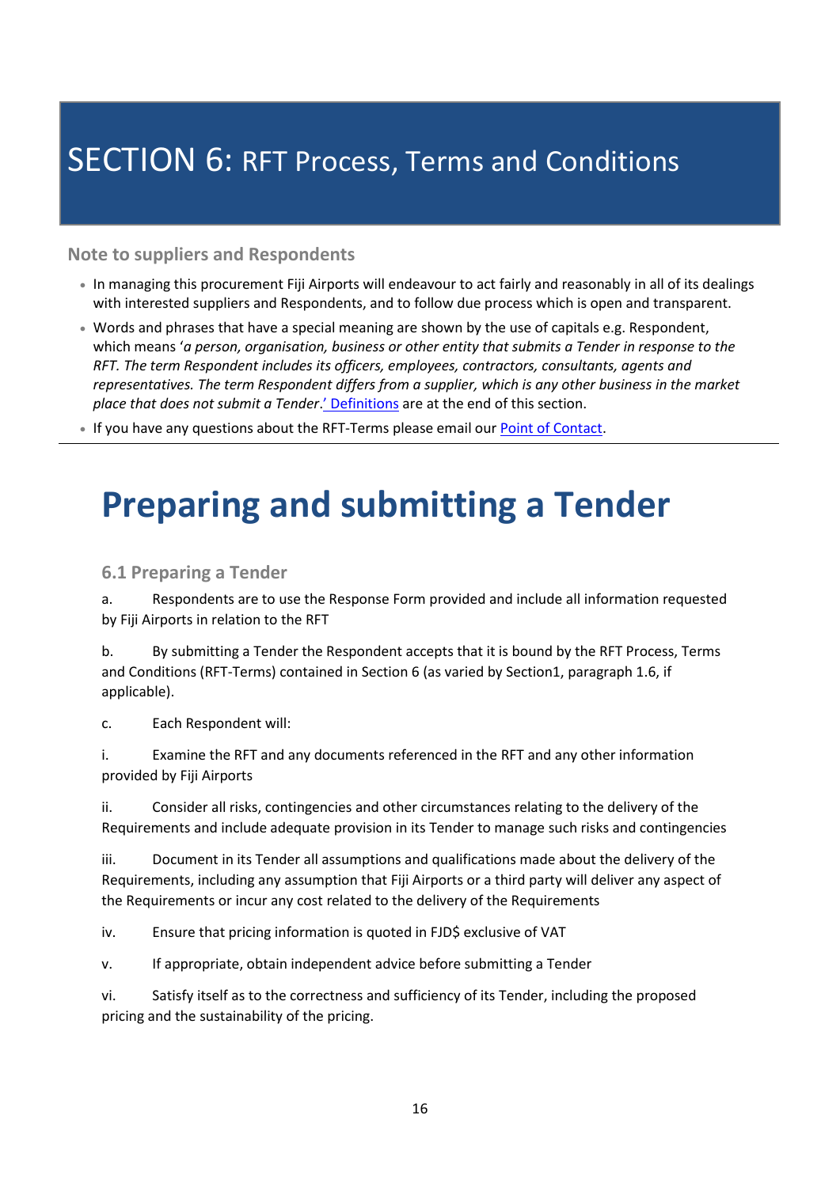# SECTION 6: RFT Process, Terms and Conditions

### Note to suppliers and Respondents

- In managing this procurement Fiji Airports will endeavour to act fairly and reasonably in all of its dealings with interested suppliers and Respondents, and to follow due process which is open and transparent.
- Words and phrases that have a special meaning are shown by the use of capitals e.g. Respondent, which means '*a person, organisation, business or other entity that submits a Tender in response to the RFT. The term Respondent includes its officers, employees, contractors, consultants, agents and representatives. The term Respondent differs from a supplier, which is any other business in the market place that does not submit a Tender*.' Definitions are at the end of this section.
- If you have any questions about the RFT-Terms please email our Point of Contact.

---

# Preparing and submitting a Tender

### 6.1 Preparing a Tender

a. Respondents are to use the Response Form provided and include all information requested by Fiji Airports in relation to the RFT

b. By submitting a Tender the Respondent accepts that it is bound by the RFT Process, Terms and Conditions (RFT-Terms) contained in Section 6 (as varied by Section1, paragraph 1.6, if applicable).

c. Each Respondent will:

i. Examine the RFT and any documents referenced in the RFT and any other information provided by Fiji Airports

ii. Consider all risks, contingencies and other circumstances relating to the delivery of the Requirements and include adequate provision in its Tender to manage such risks and contingencies

iii. Document in its Tender all assumptions and qualifications made about the delivery of the Requirements, including any assumption that Fiji Airports or a third party will deliver any aspect of the Requirements or incur any cost related to the delivery of the Requirements

iv. Ensure that pricing information is quoted in FJD$ exclusive of VAT

v. If appropriate, obtain independent advice before submitting a Tender

vi. Satisfy itself as to the correctness and sufficiency of its Tender, including the proposed pricing and the sustainability of the pricing.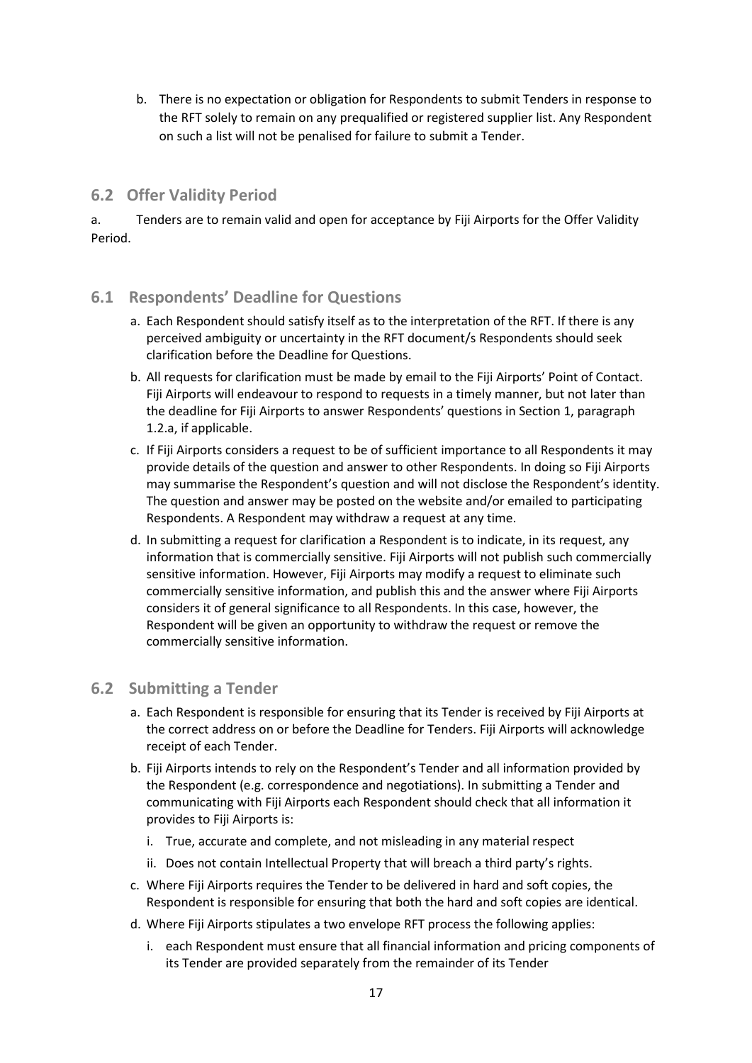b. There is no expectation or obligation for Respondents to submit Tenders in response to the RFT solely to remain on any prequalified or registered supplier list. Any Respondent on such a list will not be penalised for failure to submit a Tender.

## 6.2 Offer Validity Period

a. Tenders are to remain valid and open for acceptance by Fiji Airports for the Offer Validity Period.

## 6.1 Respondents' Deadline for Questions

a. Each Respondent should satisfy itself as to the interpretation of the RFT. If there is any perceived ambiguity or uncertainty in the RFT document/s Respondents should seek clarification before the Deadline for Questions.

b. All requests for clarification must be made by email to the Fiji Airports' Point of Contact. Fiji Airports will endeavour to respond to requests in a timely manner, but not later than the deadline for Fiji Airports to answer Respondents' questions in Section 1, paragraph 1.2.a, if applicable.

c. If Fiji Airports considers a request to be of sufficient importance to all Respondents it may provide details of the question and answer to other Respondents. In doing so Fiji Airports may summarise the Respondent's question and will not disclose the Respondent's identity. The question and answer may be posted on the website and/or emailed to participating Respondents. A Respondent may withdraw a request at any time.

d. In submitting a request for clarification a Respondent is to indicate, in its request, any information that is commercially sensitive. Fiji Airports will not publish such commercially sensitive information. However, Fiji Airports may modify a request to eliminate such commercially sensitive information, and publish this and the answer where Fiji Airports considers it of general significance to all Respondents. In this case, however, the Respondent will be given an opportunity to withdraw the request or remove the commercially sensitive information.

## 6.2 Submitting a Tender

a. Each Respondent is responsible for ensuring that its Tender is received by Fiji Airports at the correct address on or before the Deadline for Tenders. Fiji Airports will acknowledge receipt of each Tender.

b. Fiji Airports intends to rely on the Respondent's Tender and all information provided by the Respondent (e.g. correspondence and negotiations). In submitting a Tender and communicating with Fiji Airports each Respondent should check that all information it provides to Fiji Airports is:

   i. True, accurate and complete, and not misleading in any material respect

   ii. Does not contain Intellectual Property that will breach a third party's rights.

c. Where Fiji Airports requires the Tender to be delivered in hard and soft copies, the Respondent is responsible for ensuring that both the hard and soft copies are identical.

d. Where Fiji Airports stipulates a two envelope RFT process the following applies:

   i. each Respondent must ensure that all financial information and pricing components of its Tender are provided separately from the remainder of its Tender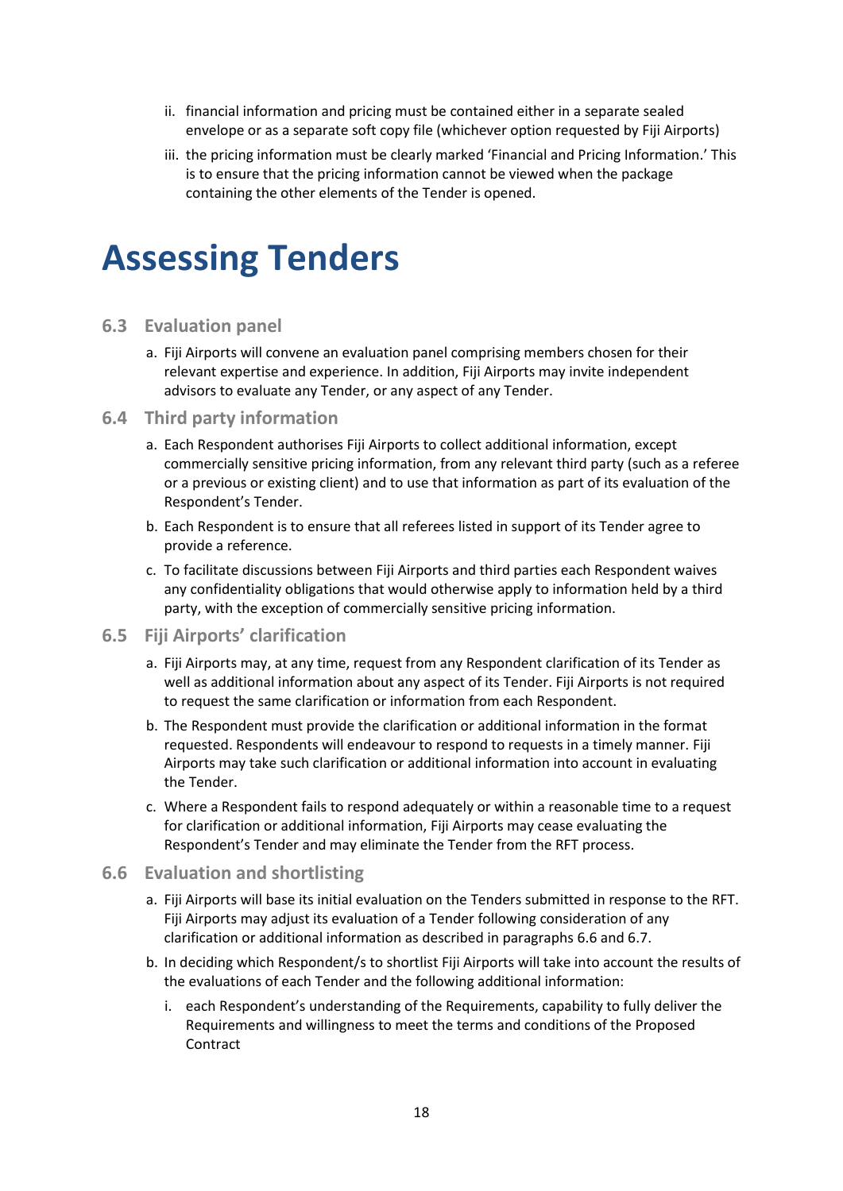ii. financial information and pricing must be contained either in a separate sealed envelope or as a separate soft copy file (whichever option requested by Fiji Airports)

iii. the pricing information must be clearly marked 'Financial and Pricing Information.' This is to ensure that the pricing information cannot be viewed when the package containing the other elements of the Tender is opened.

# Assessing Tenders

## 6.3 Evaluation panel

a. Fiji Airports will convene an evaluation panel comprising members chosen for their relevant expertise and experience. In addition, Fiji Airports may invite independent advisors to evaluate any Tender, or any aspect of any Tender.

## 6.4 Third party information

a. Each Respondent authorises Fiji Airports to collect additional information, except commercially sensitive pricing information, from any relevant third party (such as a referee or a previous or existing client) and to use that information as part of its evaluation of the Respondent's Tender.

b. Each Respondent is to ensure that all referees listed in support of its Tender agree to provide a reference.

c. To facilitate discussions between Fiji Airports and third parties each Respondent waives any confidentiality obligations that would otherwise apply to information held by a third party, with the exception of commercially sensitive pricing information.

## 6.5 Fiji Airports' clarification

a. Fiji Airports may, at any time, request from any Respondent clarification of its Tender as well as additional information about any aspect of its Tender. Fiji Airports is not required to request the same clarification or information from each Respondent.

b. The Respondent must provide the clarification or additional information in the format requested. Respondents will endeavour to respond to requests in a timely manner. Fiji Airports may take such clarification or additional information into account in evaluating the Tender.

c. Where a Respondent fails to respond adequately or within a reasonable time to a request for clarification or additional information, Fiji Airports may cease evaluating the Respondent's Tender and may eliminate the Tender from the RFT process.

## 6.6 Evaluation and shortlisting

a. Fiji Airports will base its initial evaluation on the Tenders submitted in response to the RFT. Fiji Airports may adjust its evaluation of a Tender following consideration of any clarification or additional information as described in paragraphs 6.6 and 6.7.

b. In deciding which Respondent/s to shortlist Fiji Airports will take into account the results of the evaluations of each Tender and the following additional information:

   i. each Respondent's understanding of the Requirements, capability to fully deliver the Requirements and willingness to meet the terms and conditions of the Proposed Contract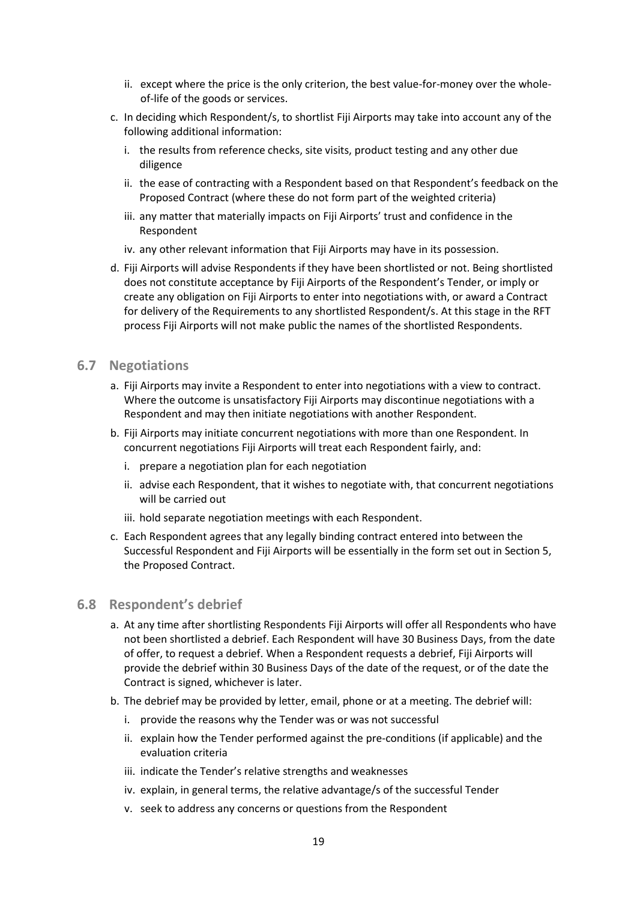ii. except where the price is the only criterion, the best value-for-money over the whole-of-life of the goods or services.

c. In deciding which Respondent/s, to shortlist Fiji Airports may take into account any of the following additional information:
   i. the results from reference checks, site visits, product testing and any other due diligence
   ii. the ease of contracting with a Respondent based on that Respondent's feedback on the Proposed Contract (where these do not form part of the weighted criteria)
   iii. any matter that materially impacts on Fiji Airports' trust and confidence in the Respondent
   iv. any other relevant information that Fiji Airports may have in its possession.

d. Fiji Airports will advise Respondents if they have been shortlisted or not. Being shortlisted does not constitute acceptance by Fiji Airports of the Respondent's Tender, or imply or create any obligation on Fiji Airports to enter into negotiations with, or award a Contract for delivery of the Requirements to any shortlisted Respondent/s. At this stage in the RFT process Fiji Airports will not make public the names of the shortlisted Respondents.

## 6.7 Negotiations

a. Fiji Airports may invite a Respondent to enter into negotiations with a view to contract. Where the outcome is unsatisfactory Fiji Airports may discontinue negotiations with a Respondent and may then initiate negotiations with another Respondent.

b. Fiji Airports may initiate concurrent negotiations with more than one Respondent. In concurrent negotiations Fiji Airports will treat each Respondent fairly, and:
   i. prepare a negotiation plan for each negotiation
   ii. advise each Respondent, that it wishes to negotiate with, that concurrent negotiations will be carried out
   iii. hold separate negotiation meetings with each Respondent.

c. Each Respondent agrees that any legally binding contract entered into between the Successful Respondent and Fiji Airports will be essentially in the form set out in Section 5, the Proposed Contract.

## 6.8 Respondent's debrief

a. At any time after shortlisting Respondents Fiji Airports will offer all Respondents who have not been shortlisted a debrief. Each Respondent will have 30 Business Days, from the date of offer, to request a debrief. When a Respondent requests a debrief, Fiji Airports will provide the debrief within 30 Business Days of the date of the request, or of the date the Contract is signed, whichever is later.

b. The debrief may be provided by letter, email, phone or at a meeting. The debrief will:
   i. provide the reasons why the Tender was or was not successful
   ii. explain how the Tender performed against the pre-conditions (if applicable) and the evaluation criteria
   iii. indicate the Tender's relative strengths and weaknesses
   iv. explain, in general terms, the relative advantage/s of the successful Tender
   v. seek to address any concerns or questions from the Respondent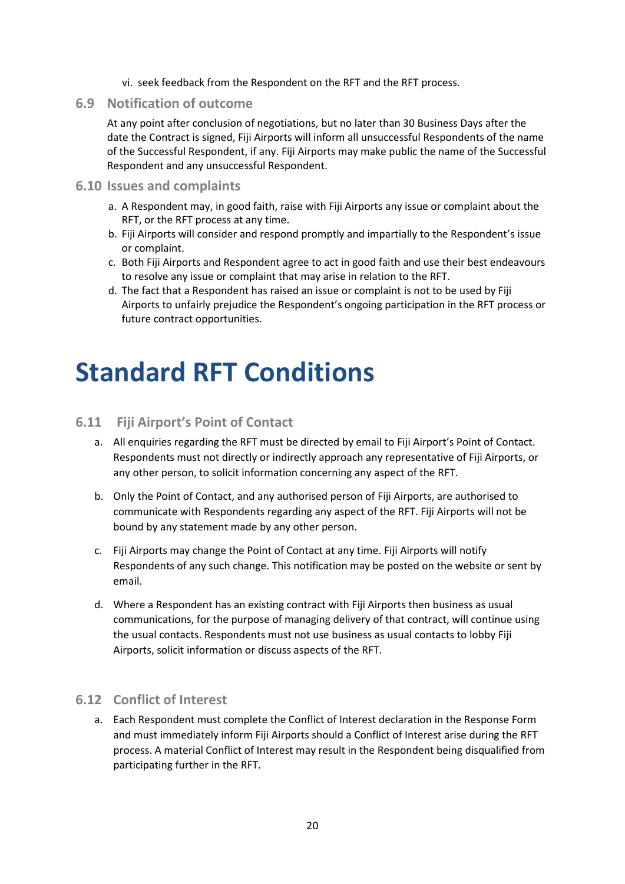vi. seek feedback from the Respondent on the RFT and the RFT process.

### 6.9 Notification of outcome

At any point after conclusion of negotiations, but no later than 30 Business Days after the date the Contract is signed, Fiji Airports will inform all unsuccessful Respondents of the name of the Successful Respondent, if any. Fiji Airports may make public the name of the Successful Respondent and any unsuccessful Respondent.

### 6.10 Issues and complaints

a. A Respondent may, in good faith, raise with Fiji Airports any issue or complaint about the RFT, or the RFT process at any time.
b. Fiji Airports will consider and respond promptly and impartially to the Respondent's issue or complaint.
c. Both Fiji Airports and Respondent agree to act in good faith and use their best endeavours to resolve any issue or complaint that may arise in relation to the RFT.
d. The fact that a Respondent has raised an issue or complaint is not to be used by Fiji Airports to unfairly prejudice the Respondent's ongoing participation in the RFT process or future contract opportunities.

# Standard RFT Conditions

### 6.11 Fiji Airport's Point of Contact

a. All enquiries regarding the RFT must be directed by email to Fiji Airport's Point of Contact. Respondents must not directly or indirectly approach any representative of Fiji Airports, or any other person, to solicit information concerning any aspect of the RFT.

b. Only the Point of Contact, and any authorised person of Fiji Airports, are authorised to communicate with Respondents regarding any aspect of the RFT. Fiji Airports will not be bound by any statement made by any other person.

c. Fiji Airports may change the Point of Contact at any time. Fiji Airports will notify Respondents of any such change. This notification may be posted on the website or sent by email.

d. Where a Respondent has an existing contract with Fiji Airports then business as usual communications, for the purpose of managing delivery of that contract, will continue using the usual contacts. Respondents must not use business as usual contacts to lobby Fiji Airports, solicit information or discuss aspects of the RFT.

### 6.12 Conflict of Interest

a. Each Respondent must complete the Conflict of Interest declaration in the Response Form and must immediately inform Fiji Airports should a Conflict of Interest arise during the RFT process. A material Conflict of Interest may result in the Respondent being disqualified from participating further in the RFT.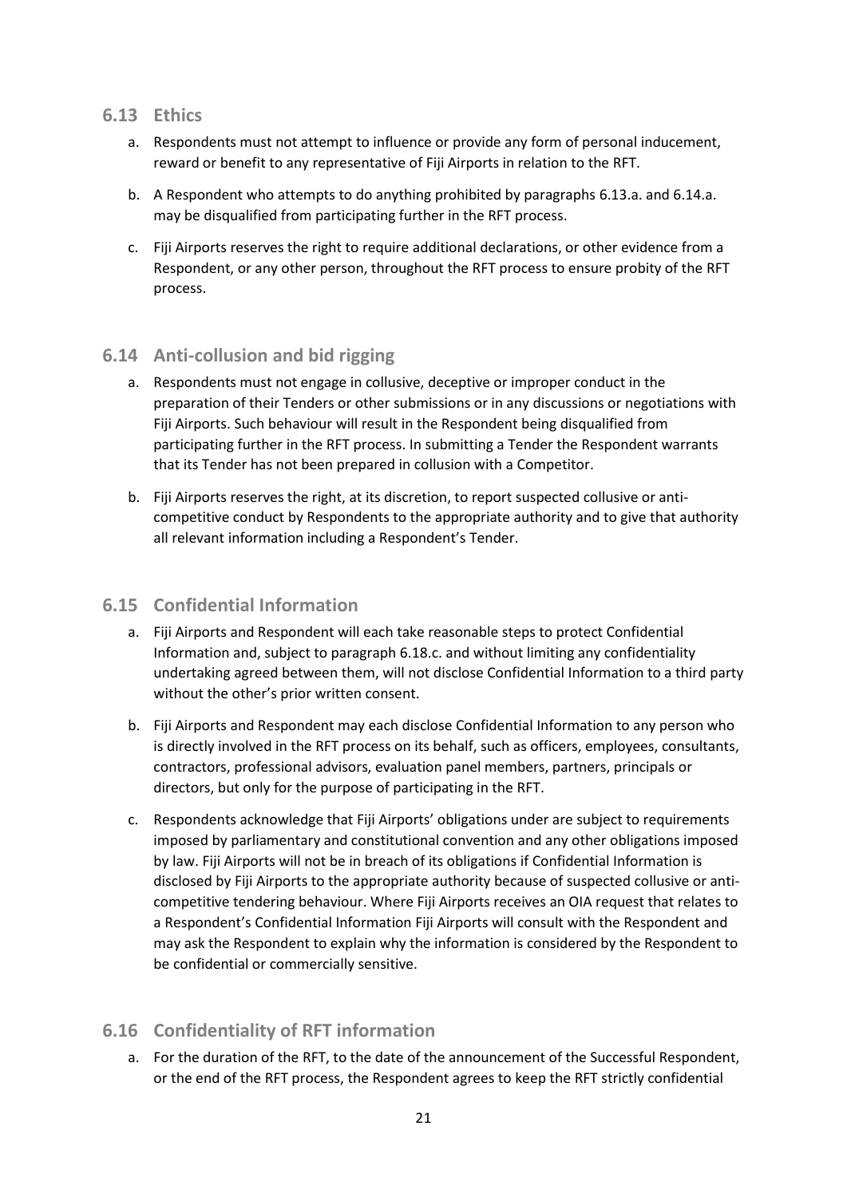## 6.13 Ethics

a. Respondents must not attempt to influence or provide any form of personal inducement, reward or benefit to any representative of Fiji Airports in relation to the RFT.

b. A Respondent who attempts to do anything prohibited by paragraphs 6.13.a. and 6.14.a. may be disqualified from participating further in the RFT process.

c. Fiji Airports reserves the right to require additional declarations, or other evidence from a Respondent, or any other person, throughout the RFT process to ensure probity of the RFT process.

## 6.14 Anti-collusion and bid rigging

a. Respondents must not engage in collusive, deceptive or improper conduct in the preparation of their Tenders or other submissions or in any discussions or negotiations with Fiji Airports. Such behaviour will result in the Respondent being disqualified from participating further in the RFT process. In submitting a Tender the Respondent warrants that its Tender has not been prepared in collusion with a Competitor.

b. Fiji Airports reserves the right, at its discretion, to report suspected collusive or anti-competitive conduct by Respondents to the appropriate authority and to give that authority all relevant information including a Respondent's Tender.

## 6.15 Confidential Information

a. Fiji Airports and Respondent will each take reasonable steps to protect Confidential Information and, subject to paragraph 6.18.c. and without limiting any confidentiality undertaking agreed between them, will not disclose Confidential Information to a third party without the other's prior written consent.

b. Fiji Airports and Respondent may each disclose Confidential Information to any person who is directly involved in the RFT process on its behalf, such as officers, employees, consultants, contractors, professional advisors, evaluation panel members, partners, principals or directors, but only for the purpose of participating in the RFT.

c. Respondents acknowledge that Fiji Airports' obligations under are subject to requirements imposed by parliamentary and constitutional convention and any other obligations imposed by law. Fiji Airports will not be in breach of its obligations if Confidential Information is disclosed by Fiji Airports to the appropriate authority because of suspected collusive or anti-competitive tendering behaviour. Where Fiji Airports receives an OIA request that relates to a Respondent's Confidential Information Fiji Airports will consult with the Respondent and may ask the Respondent to explain why the information is considered by the Respondent to be confidential or commercially sensitive.

## 6.16 Confidentiality of RFT information

a. For the duration of the RFT, to the date of the announcement of the Successful Respondent, or the end of the RFT process, the Respondent agrees to keep the RFT strictly confidential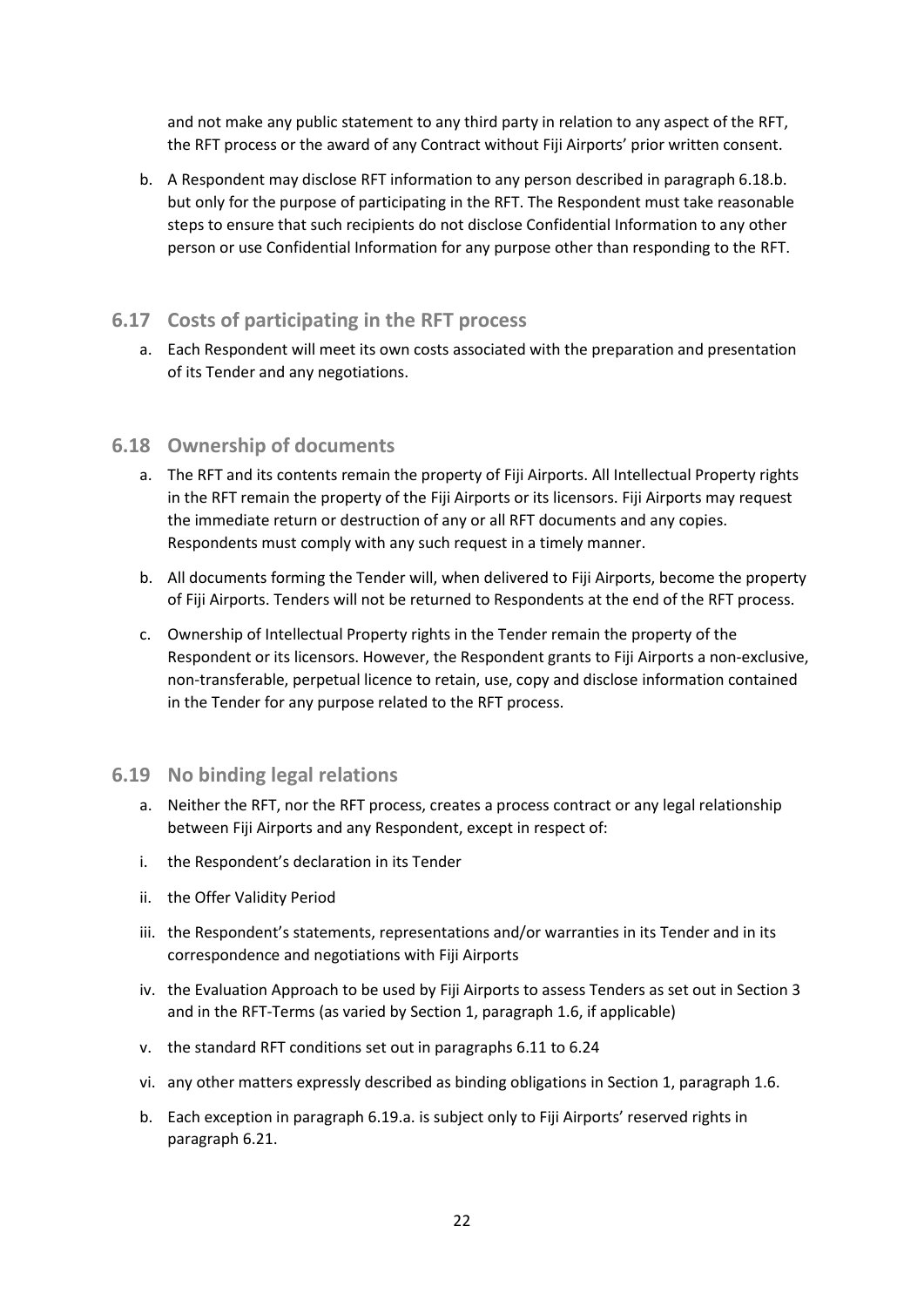and not make any public statement to any third party in relation to any aspect of the RFT, the RFT process or the award of any Contract without Fiji Airports' prior written consent.

b. A Respondent may disclose RFT information to any person described in paragraph 6.18.b. but only for the purpose of participating in the RFT. The Respondent must take reasonable steps to ensure that such recipients do not disclose Confidential Information to any other person or use Confidential Information for any purpose other than responding to the RFT.

## 6.17 Costs of participating in the RFT process

a. Each Respondent will meet its own costs associated with the preparation and presentation of its Tender and any negotiations.

## 6.18 Ownership of documents

a. The RFT and its contents remain the property of Fiji Airports. All Intellectual Property rights in the RFT remain the property of the Fiji Airports or its licensors. Fiji Airports may request the immediate return or destruction of any or all RFT documents and any copies. Respondents must comply with any such request in a timely manner.

b. All documents forming the Tender will, when delivered to Fiji Airports, become the property of Fiji Airports. Tenders will not be returned to Respondents at the end of the RFT process.

c. Ownership of Intellectual Property rights in the Tender remain the property of the Respondent or its licensors. However, the Respondent grants to Fiji Airports a non-exclusive, non-transferable, perpetual licence to retain, use, copy and disclose information contained in the Tender for any purpose related to the RFT process.

## 6.19 No binding legal relations

a. Neither the RFT, nor the RFT process, creates a process contract or any legal relationship between Fiji Airports and any Respondent, except in respect of:

i. the Respondent's declaration in its Tender

ii. the Offer Validity Period

iii. the Respondent's statements, representations and/or warranties in its Tender and in its correspondence and negotiations with Fiji Airports

iv. the Evaluation Approach to be used by Fiji Airports to assess Tenders as set out in Section 3 and in the RFT-Terms (as varied by Section 1, paragraph 1.6, if applicable)

v. the standard RFT conditions set out in paragraphs 6.11 to 6.24

vi. any other matters expressly described as binding obligations in Section 1, paragraph 1.6.

b. Each exception in paragraph 6.19.a. is subject only to Fiji Airports' reserved rights in paragraph 6.21.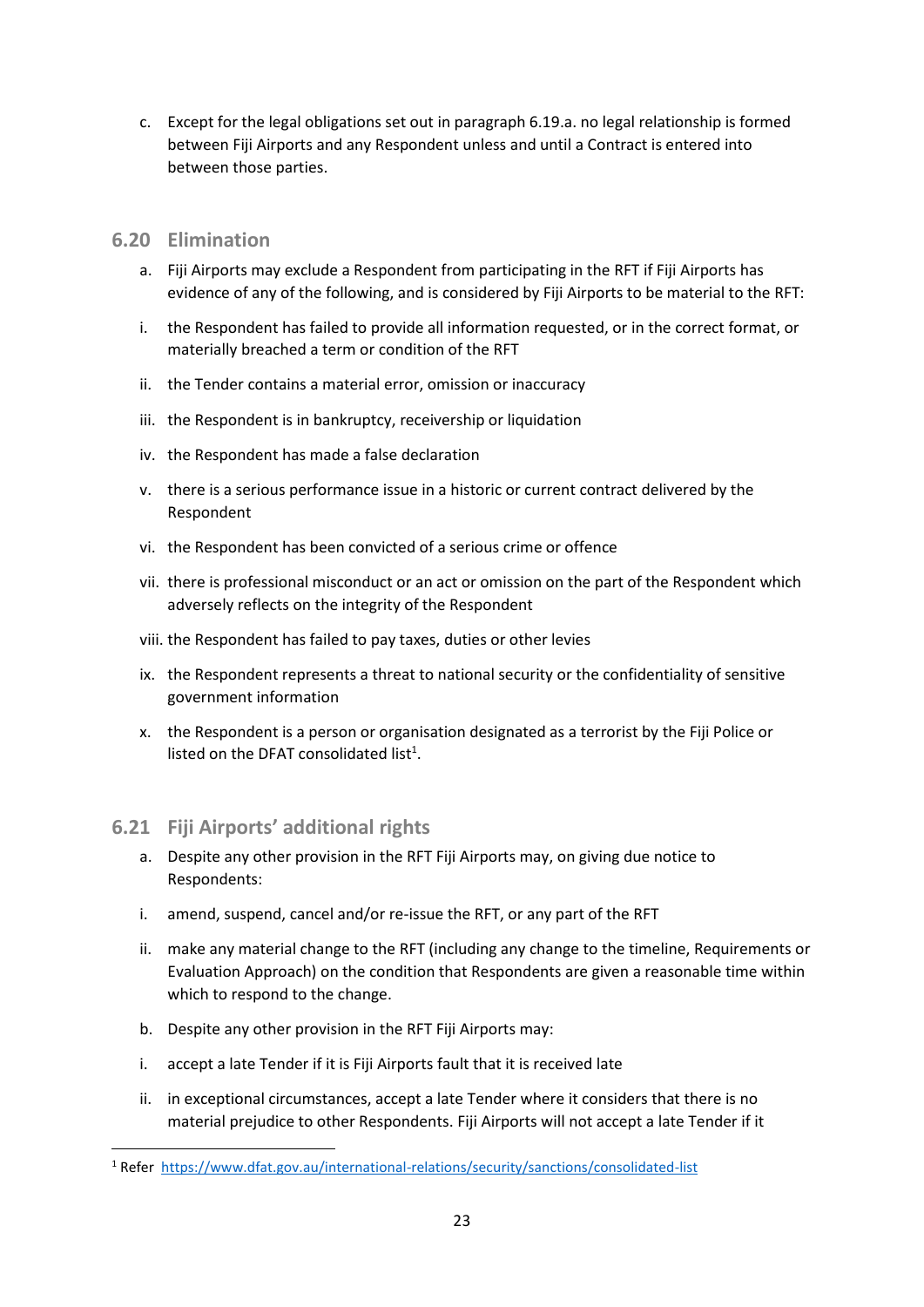c. Except for the legal obligations set out in paragraph 6.19.a. no legal relationship is formed between Fiji Airports and any Respondent unless and until a Contract is entered into between those parties.

## 6.20 Elimination

a. Fiji Airports may exclude a Respondent from participating in the RFT if Fiji Airports has evidence of any of the following, and is considered by Fiji Airports to be material to the RFT:

i. the Respondent has failed to provide all information requested, or in the correct format, or materially breached a term or condition of the RFT

ii. the Tender contains a material error, omission or inaccuracy

iii. the Respondent is in bankruptcy, receivership or liquidation

iv. the Respondent has made a false declaration

v. there is a serious performance issue in a historic or current contract delivered by the Respondent

vi. the Respondent has been convicted of a serious crime or offence

vii. there is professional misconduct or an act or omission on the part of the Respondent which adversely reflects on the integrity of the Respondent

viii. the Respondent has failed to pay taxes, duties or other levies

ix. the Respondent represents a threat to national security or the confidentiality of sensitive government information

x. the Respondent is a person or organisation designated as a terrorist by the Fiji Police or listed on the DFAT consolidated list[1].

## 6.21 Fiji Airports' additional rights

a. Despite any other provision in the RFT Fiji Airports may, on giving due notice to Respondents:

i. amend, suspend, cancel and/or re-issue the RFT, or any part of the RFT

ii. make any material change to the RFT (including any change to the timeline, Requirements or Evaluation Approach) on the condition that Respondents are given a reasonable time within which to respond to the change.

b. Despite any other provision in the RFT Fiji Airports may:

i. accept a late Tender if it is Fiji Airports fault that it is received late

ii. in exceptional circumstances, accept a late Tender where it considers that there is no material prejudice to other Respondents. Fiji Airports will not accept a late Tender if it

---

[1] Refer https://www.dfat.gov.au/international-relations/security/sanctions/consolidated-list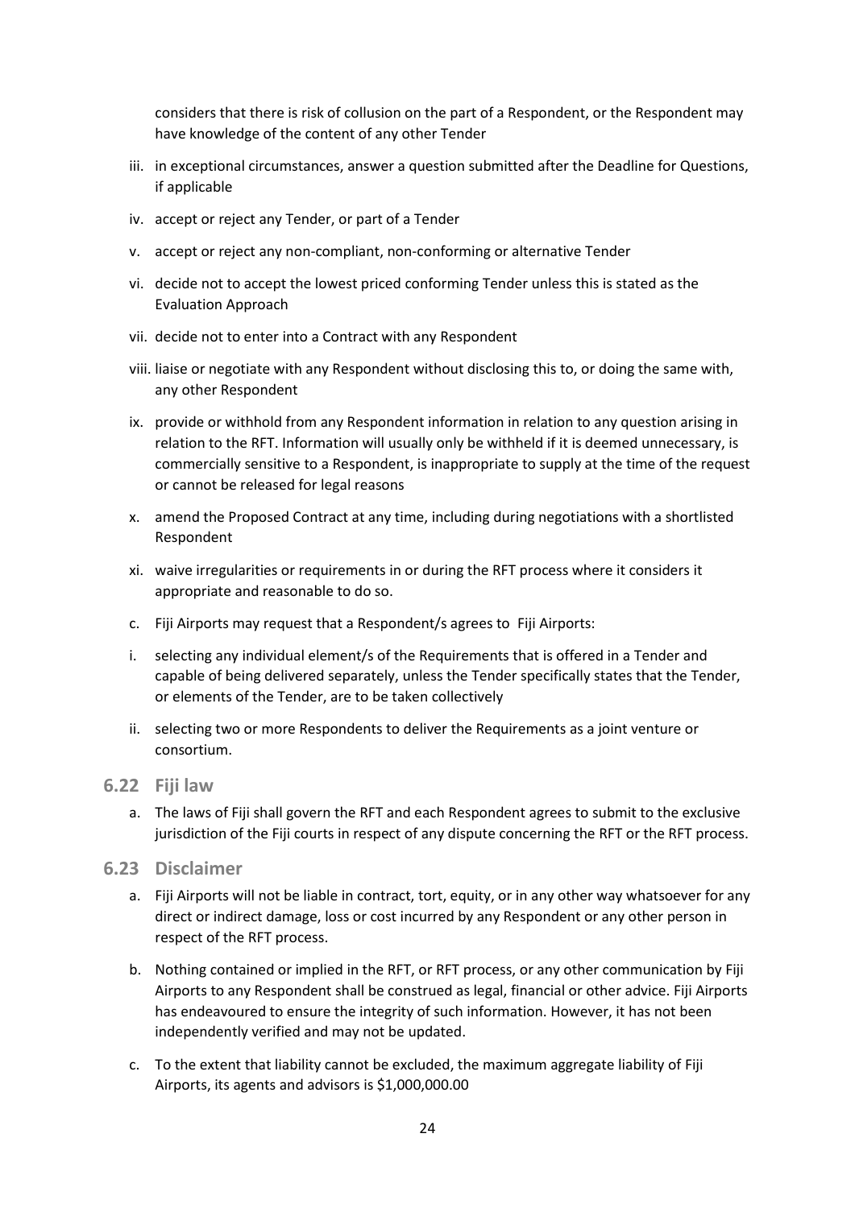considers that there is risk of collusion on the part of a Respondent, or the Respondent may have knowledge of the content of any other Tender

iii. in exceptional circumstances, answer a question submitted after the Deadline for Questions, if applicable

iv. accept or reject any Tender, or part of a Tender

v. accept or reject any non-compliant, non-conforming or alternative Tender

vi. decide not to accept the lowest priced conforming Tender unless this is stated as the Evaluation Approach

vii. decide not to enter into a Contract with any Respondent

viii. liaise or negotiate with any Respondent without disclosing this to, or doing the same with, any other Respondent

ix. provide or withhold from any Respondent information in relation to any question arising in relation to the RFT. Information will usually only be withheld if it is deemed unnecessary, is commercially sensitive to a Respondent, is inappropriate to supply at the time of the request or cannot be released for legal reasons

x. amend the Proposed Contract at any time, including during negotiations with a shortlisted Respondent

xi. waive irregularities or requirements in or during the RFT process where it considers it appropriate and reasonable to do so.

c. Fiji Airports may request that a Respondent/s agrees to Fiji Airports:

i. selecting any individual element/s of the Requirements that is offered in a Tender and capable of being delivered separately, unless the Tender specifically states that the Tender, or elements of the Tender, are to be taken collectively

ii. selecting two or more Respondents to deliver the Requirements as a joint venture or consortium.

## 6.22 Fiji law

a. The laws of Fiji shall govern the RFT and each Respondent agrees to submit to the exclusive jurisdiction of the Fiji courts in respect of any dispute concerning the RFT or the RFT process.

## 6.23 Disclaimer

a. Fiji Airports will not be liable in contract, tort, equity, or in any other way whatsoever for any direct or indirect damage, loss or cost incurred by any Respondent or any other person in respect of the RFT process.

b. Nothing contained or implied in the RFT, or RFT process, or any other communication by Fiji Airports to any Respondent shall be construed as legal, financial or other advice. Fiji Airports has endeavoured to ensure the integrity of such information. However, it has not been independently verified and may not be updated.

c. To the extent that liability cannot be excluded, the maximum aggregate liability of Fiji Airports, its agents and advisors is $1,000,000.00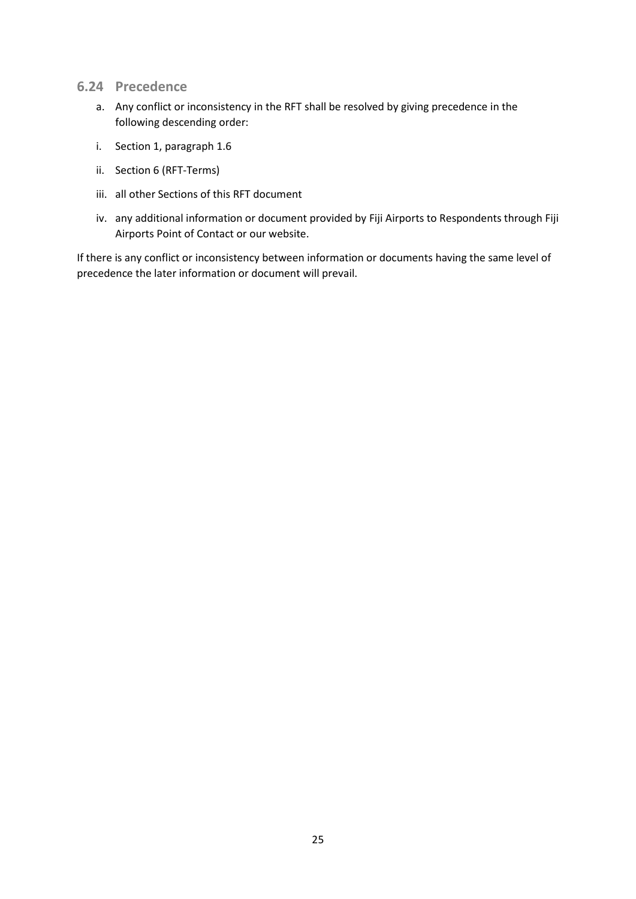## 6.24 Precedence

a. Any conflict or inconsistency in the RFT shall be resolved by giving precedence in the following descending order:

i. Section 1, paragraph 1.6

ii. Section 6 (RFT-Terms)

iii. all other Sections of this RFT document

iv. any additional information or document provided by Fiji Airports to Respondents through Fiji Airports Point of Contact or our website.

If there is any conflict or inconsistency between information or documents having the same level of precedence the later information or document will prevail.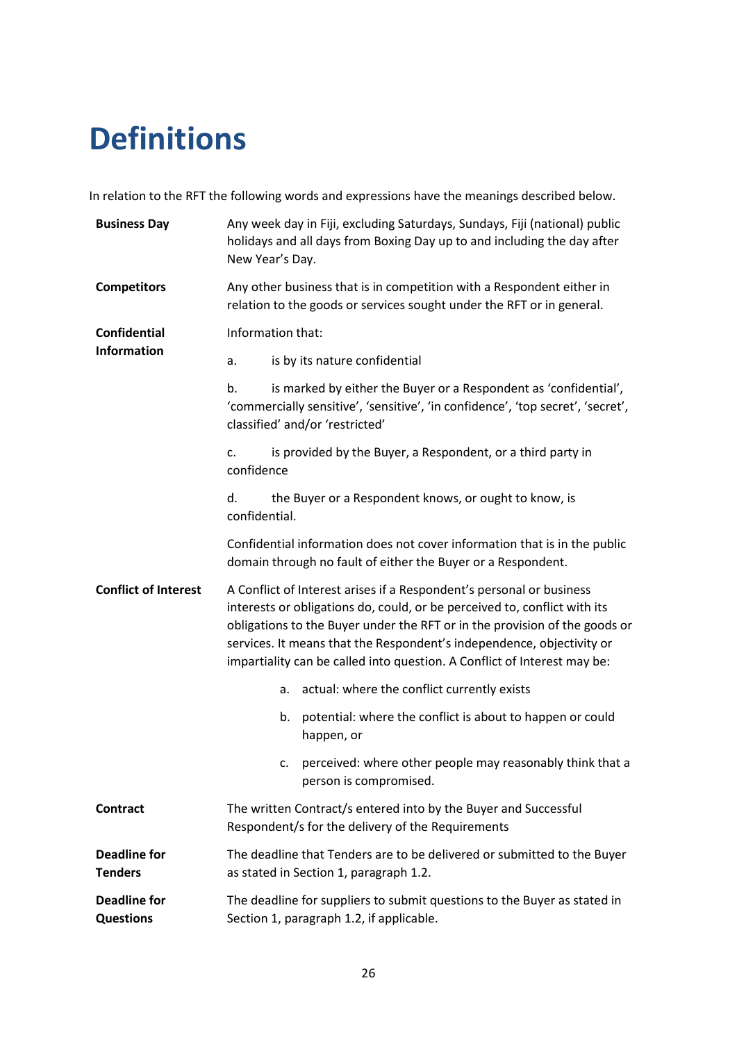# Definitions

In relation to the RFT the following words and expressions have the meanings described below.

**Business Day**

Any week day in Fiji, excluding Saturdays, Sundays, Fiji (national) public holidays and all days from Boxing Day up to and including the day after New Year's Day.

**Competitors**

Any other business that is in competition with a Respondent either in relation to the goods or services sought under the RFT or in general.

**Confidential Information**

Information that:

a. is by its nature confidential

b. is marked by either the Buyer or a Respondent as 'confidential', 'commercially sensitive', 'sensitive', 'in confidence', 'top secret', 'secret', classified' and/or 'restricted'

c. is provided by the Buyer, a Respondent, or a third party in confidence

d. the Buyer or a Respondent knows, or ought to know, is confidential.

Confidential information does not cover information that is in the public domain through no fault of either the Buyer or a Respondent.

**Conflict of Interest**

A Conflict of Interest arises if a Respondent's personal or business interests or obligations do, could, or be perceived to, conflict with its obligations to the Buyer under the RFT or in the provision of the goods or services. It means that the Respondent's independence, objectivity or impartiality can be called into question. A Conflict of Interest may be:

a. actual: where the conflict currently exists
b. potential: where the conflict is about to happen or could happen, or
c. perceived: where other people may reasonably think that a person is compromised.

**Contract**

The written Contract/s entered into by the Buyer and Successful Respondent/s for the delivery of the Requirements

**Deadline for Tenders**

The deadline that Tenders are to be delivered or submitted to the Buyer as stated in Section 1, paragraph 1.2.

**Deadline for Questions**

The deadline for suppliers to submit questions to the Buyer as stated in Section 1, paragraph 1.2, if applicable.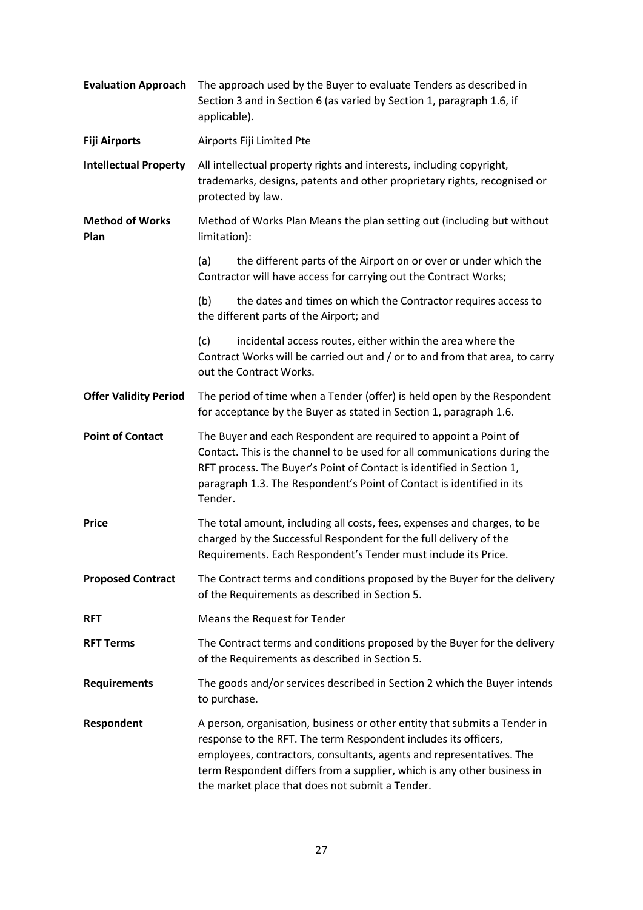**Evaluation Approach** The approach used by the Buyer to evaluate Tenders as described in Section 3 and in Section 6 (as varied by Section 1, paragraph 1.6, if applicable).

**Fiji Airports** Airports Fiji Limited Pte

**Intellectual Property** All intellectual property rights and interests, including copyright, trademarks, designs, patents and other proprietary rights, recognised or protected by law.

**Method of Works Plan** Method of Works Plan Means the plan setting out (including but without limitation):

(a) the different parts of the Airport on or over or under which the Contractor will have access for carrying out the Contract Works;

(b) the dates and times on which the Contractor requires access to the different parts of the Airport; and

(c) incidental access routes, either within the area where the Contract Works will be carried out and / or to and from that area, to carry out the Contract Works.

**Offer Validity Period** The period of time when a Tender (offer) is held open by the Respondent for acceptance by the Buyer as stated in Section 1, paragraph 1.6.

**Point of Contact** The Buyer and each Respondent are required to appoint a Point of Contact. This is the channel to be used for all communications during the RFT process. The Buyer's Point of Contact is identified in Section 1, paragraph 1.3. The Respondent's Point of Contact is identified in its Tender.

**Price** The total amount, including all costs, fees, expenses and charges, to be charged by the Successful Respondent for the full delivery of the Requirements. Each Respondent's Tender must include its Price.

**Proposed Contract** The Contract terms and conditions proposed by the Buyer for the delivery of the Requirements as described in Section 5.

**RFT** Means the Request for Tender

**RFT Terms** The Contract terms and conditions proposed by the Buyer for the delivery of the Requirements as described in Section 5.

**Requirements** The goods and/or services described in Section 2 which the Buyer intends to purchase.

**Respondent** A person, organisation, business or other entity that submits a Tender in response to the RFT. The term Respondent includes its officers, employees, contractors, consultants, agents and representatives. The term Respondent differs from a supplier, which is any other business in the market place that does not submit a Tender.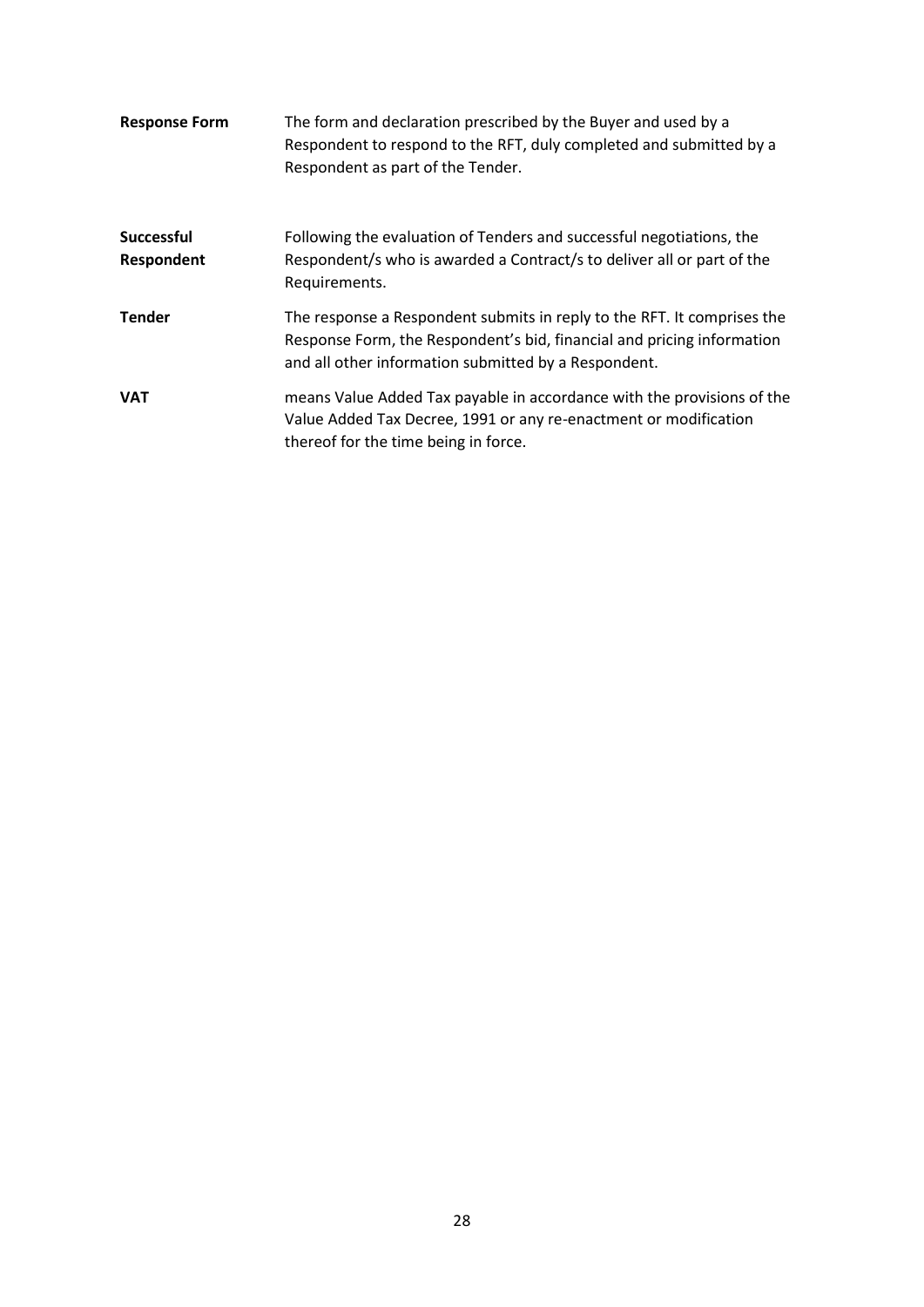| | |
|---|---|
| **Response Form** | The form and declaration prescribed by the Buyer and used by a Respondent to respond to the RFT, duly completed and submitted by a Respondent as part of the Tender. |
| **Successful Respondent** | Following the evaluation of Tenders and successful negotiations, the Respondent/s who is awarded a Contract/s to deliver all or part of the Requirements. |
| **Tender** | The response a Respondent submits in reply to the RFT. It comprises the Response Form, the Respondent's bid, financial and pricing information and all other information submitted by a Respondent. |
| **VAT** | means Value Added Tax payable in accordance with the provisions of the Value Added Tax Decree, 1991 or any re-enactment or modification thereof for the time being in force. |